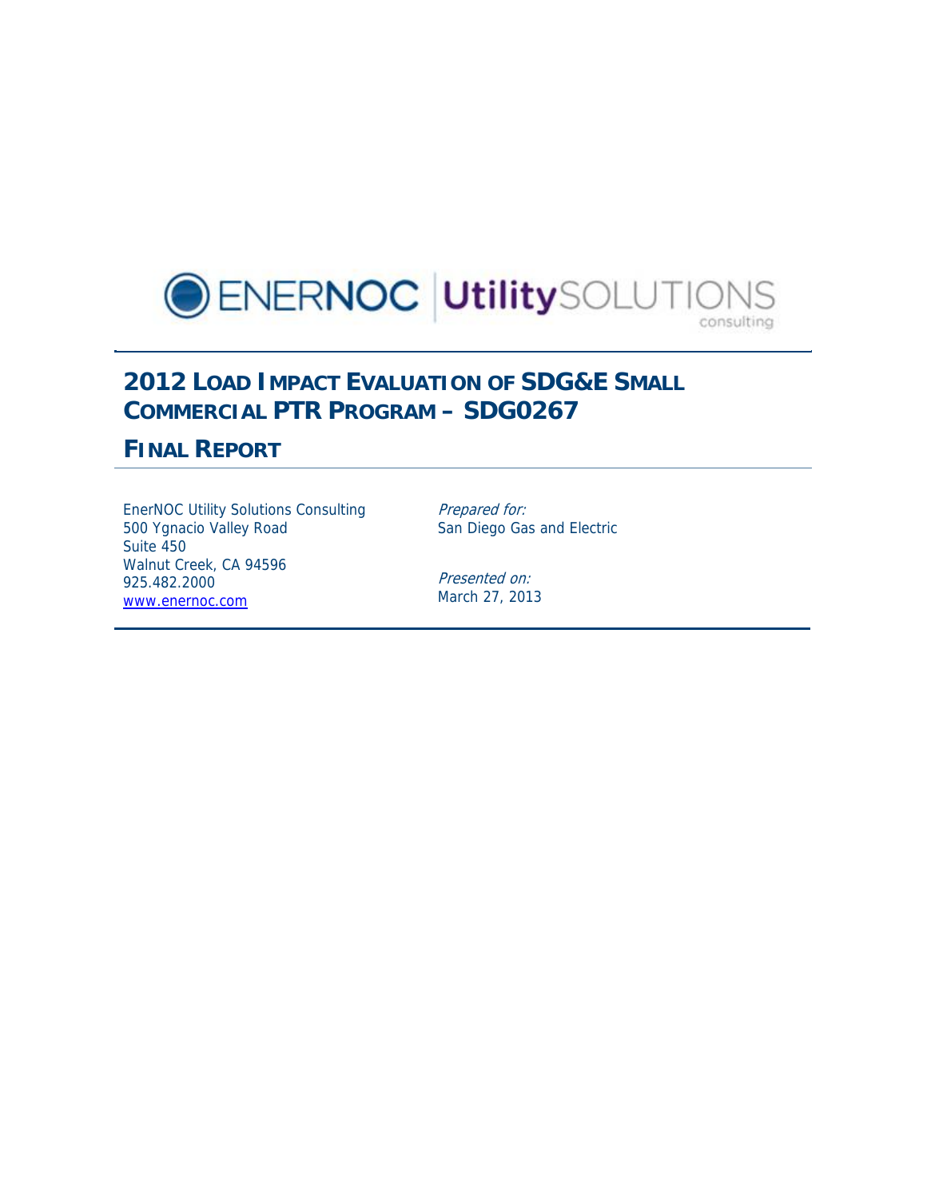ENERNOC | UtilitySOLUTIONS consulting

# 2012 Load Impact Evaluation of SDG&E Small Commercial PTR Program – SDG0267

## Final Report

EnerNOC Utility Solutions Consulting
500 Ygnacio Valley Road
Suite 450
Walnut Creek, CA 94596
925.482.2000
www.enernoc.com

*Prepared for:*
San Diego Gas and Electric

*Presented on:*
March 27, 2013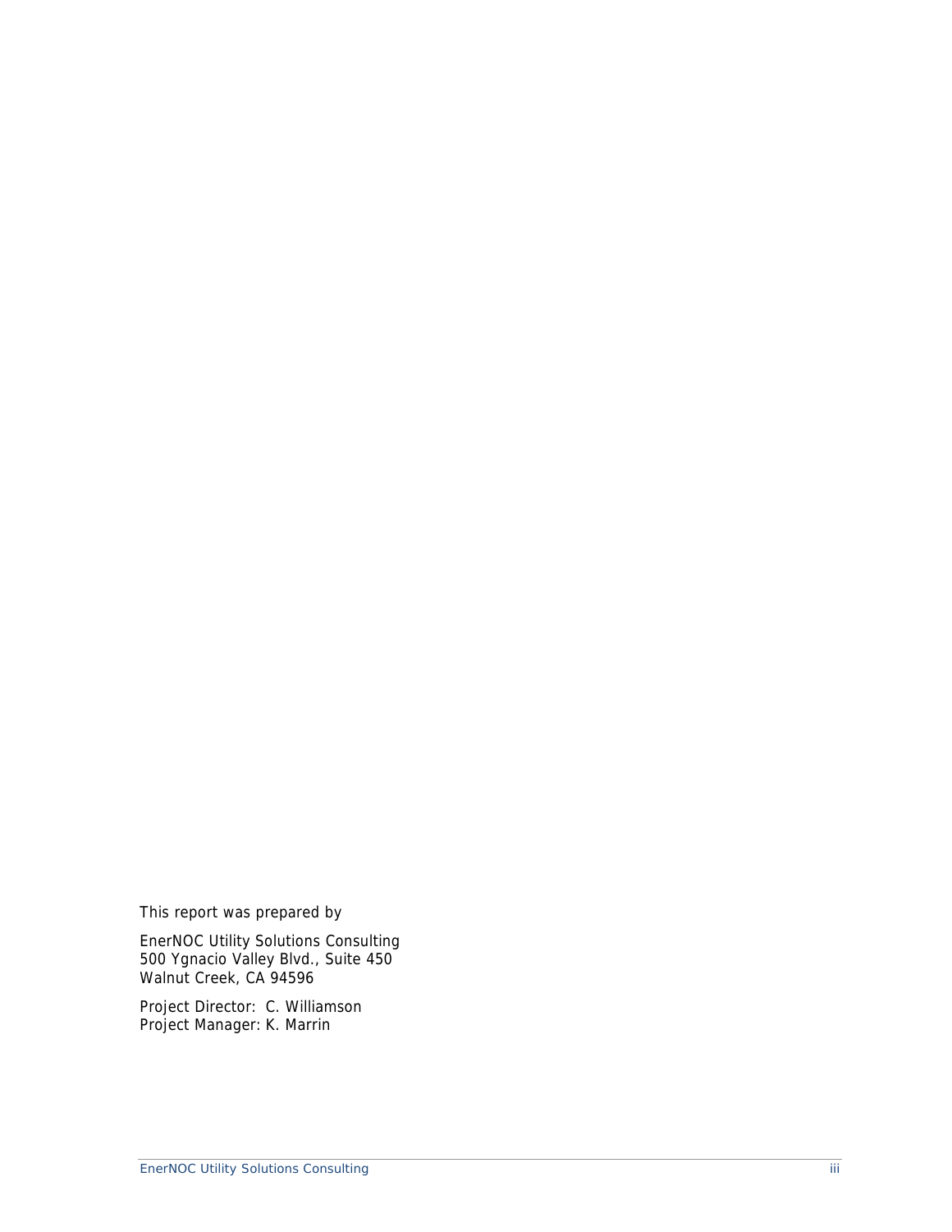This report was prepared by

EnerNOC Utility Solutions Consulting
500 Ygnacio Valley Blvd., Suite 450
Walnut Creek, CA 94596

Project Director: C. Williamson
Project Manager: K. Marrin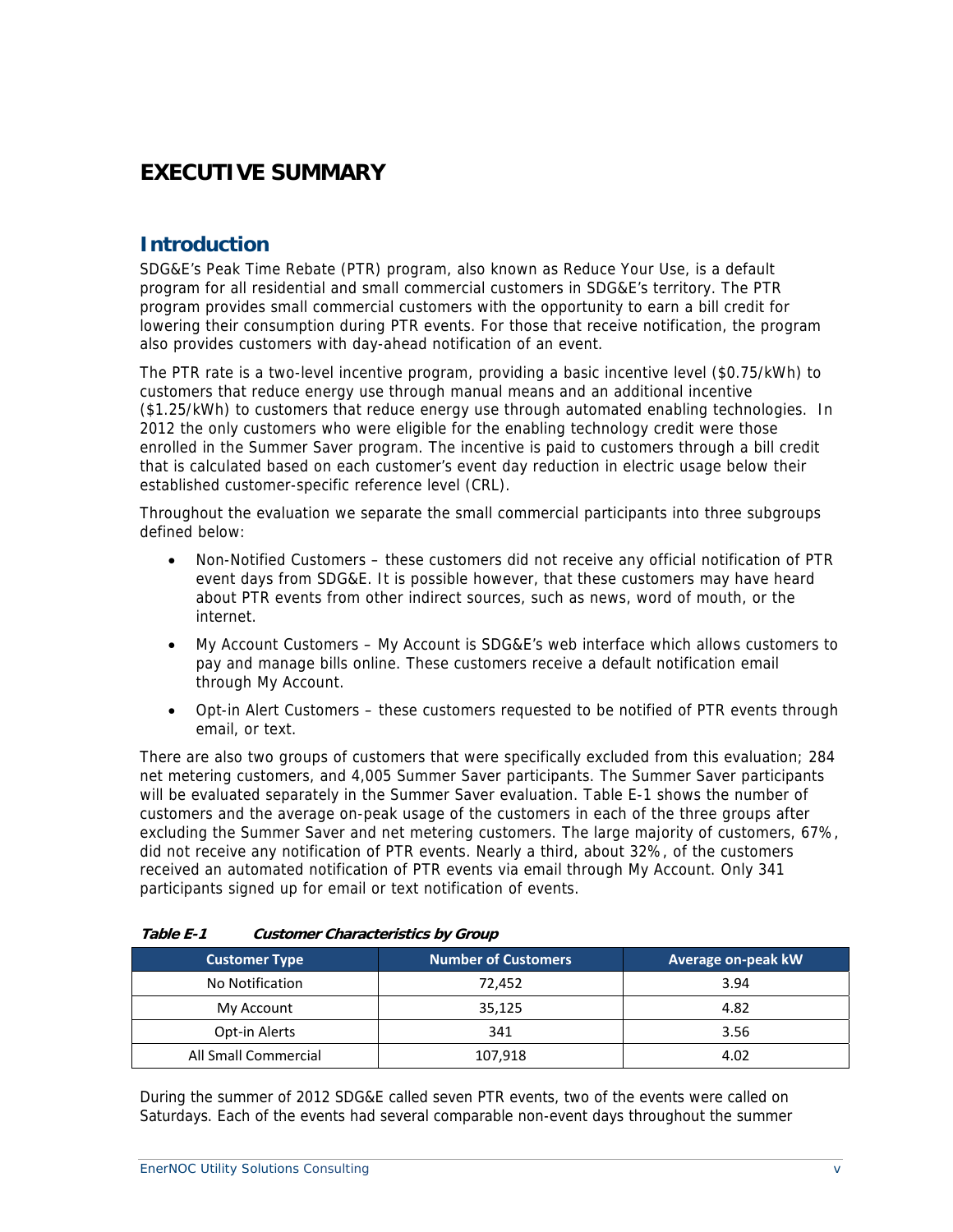# EXECUTIVE SUMMARY

## Introduction

SDG&E's Peak Time Rebate (PTR) program, also known as Reduce Your Use, is a default program for all residential and small commercial customers in SDG&E's territory. The PTR program provides small commercial customers with the opportunity to earn a bill credit for lowering their consumption during PTR events. For those that receive notification, the program also provides customers with day-ahead notification of an event.

The PTR rate is a two-level incentive program, providing a basic incentive level ($0.75/kWh) to customers that reduce energy use through manual means and an additional incentive ($1.25/kWh) to customers that reduce energy use through automated enabling technologies. In 2012 the only customers who were eligible for the enabling technology credit were those enrolled in the Summer Saver program. The incentive is paid to customers through a bill credit that is calculated based on each customer's event day reduction in electric usage below their established customer-specific reference level (CRL).

Throughout the evaluation we separate the small commercial participants into three subgroups defined below:

- Non-Notified Customers – these customers did not receive any official notification of PTR event days from SDG&E. It is possible however, that these customers may have heard about PTR events from other indirect sources, such as news, word of mouth, or the internet.
- My Account Customers – My Account is SDG&E's web interface which allows customers to pay and manage bills online. These customers receive a default notification email through My Account.
- Opt-in Alert Customers – these customers requested to be notified of PTR events through email, or text.

There are also two groups of customers that were specifically excluded from this evaluation; 284 net metering customers, and 4,005 Summer Saver participants. The Summer Saver participants will be evaluated separately in the Summer Saver evaluation. Table E-1 shows the number of customers and the average on-peak usage of the customers in each of the three groups after excluding the Summer Saver and net metering customers. The large majority of customers, 67%, did not receive any notification of PTR events. Nearly a third, about 32%, of the customers received an automated notification of PTR events via email through My Account. Only 341 participants signed up for email or text notification of events.

***Table E-1 Customer Characteristics by Group***

| Customer Type | Number of Customers | Average on-peak kW |
|---|---|---|
| No Notification | 72,452 | 3.94 |
| My Account | 35,125 | 4.82 |
| Opt-in Alerts | 341 | 3.56 |
| All Small Commercial | 107,918 | 4.02 |

During the summer of 2012 SDG&E called seven PTR events, two of the events were called on Saturdays. Each of the events had several comparable non-event days throughout the summer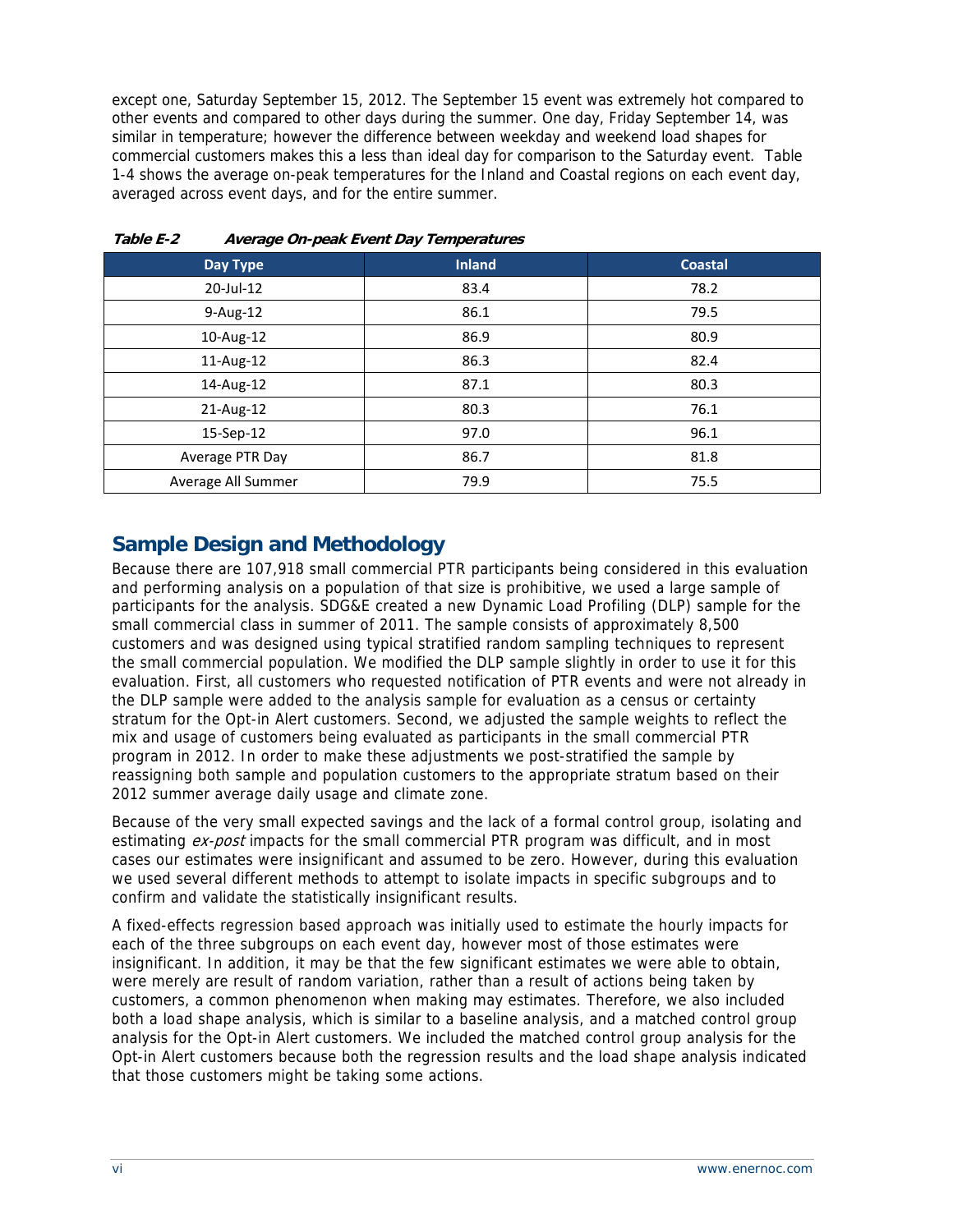except one, Saturday September 15, 2012. The September 15 event was extremely hot compared to other events and compared to other days during the summer. One day, Friday September 14, was similar in temperature; however the difference between weekday and weekend load shapes for commercial customers makes this a less than ideal day for comparison to the Saturday event. Table 1-4 shows the average on-peak temperatures for the Inland and Coastal regions on each event day, averaged across event days, and for the entire summer.

***Table E-2 Average On-peak Event Day Temperatures***

| Day Type | Inland | Coastal |
|---|---|---|
| 20-Jul-12 | 83.4 | 78.2 |
| 9-Aug-12 | 86.1 | 79.5 |
| 10-Aug-12 | 86.9 | 80.9 |
| 11-Aug-12 | 86.3 | 82.4 |
| 14-Aug-12 | 87.1 | 80.3 |
| 21-Aug-12 | 80.3 | 76.1 |
| 15-Sep-12 | 97.0 | 96.1 |
| Average PTR Day | 86.7 | 81.8 |
| Average All Summer | 79.9 | 75.5 |

## Sample Design and Methodology

Because there are 107,918 small commercial PTR participants being considered in this evaluation and performing analysis on a population of that size is prohibitive, we used a large sample of participants for the analysis. SDG&E created a new Dynamic Load Profiling (DLP) sample for the small commercial class in summer of 2011. The sample consists of approximately 8,500 customers and was designed using typical stratified random sampling techniques to represent the small commercial population. We modified the DLP sample slightly in order to use it for this evaluation. First, all customers who requested notification of PTR events and were not already in the DLP sample were added to the analysis sample for evaluation as a census or certainty stratum for the Opt-in Alert customers. Second, we adjusted the sample weights to reflect the mix and usage of customers being evaluated as participants in the small commercial PTR program in 2012. In order to make these adjustments we post-stratified the sample by reassigning both sample and population customers to the appropriate stratum based on their 2012 summer average daily usage and climate zone.

Because of the very small expected savings and the lack of a formal control group, isolating and estimating *ex-post* impacts for the small commercial PTR program was difficult, and in most cases our estimates were insignificant and assumed to be zero. However, during this evaluation we used several different methods to attempt to isolate impacts in specific subgroups and to confirm and validate the statistically insignificant results.

A fixed-effects regression based approach was initially used to estimate the hourly impacts for each of the three subgroups on each event day, however most of those estimates were insignificant. In addition, it may be that the few significant estimates we were able to obtain, were merely are result of random variation, rather than a result of actions being taken by customers, a common phenomenon when making may estimates. Therefore, we also included both a load shape analysis, which is similar to a baseline analysis, and a matched control group analysis for the Opt-in Alert customers. We included the matched control group analysis for the Opt-in Alert customers because both the regression results and the load shape analysis indicated that those customers might be taking some actions.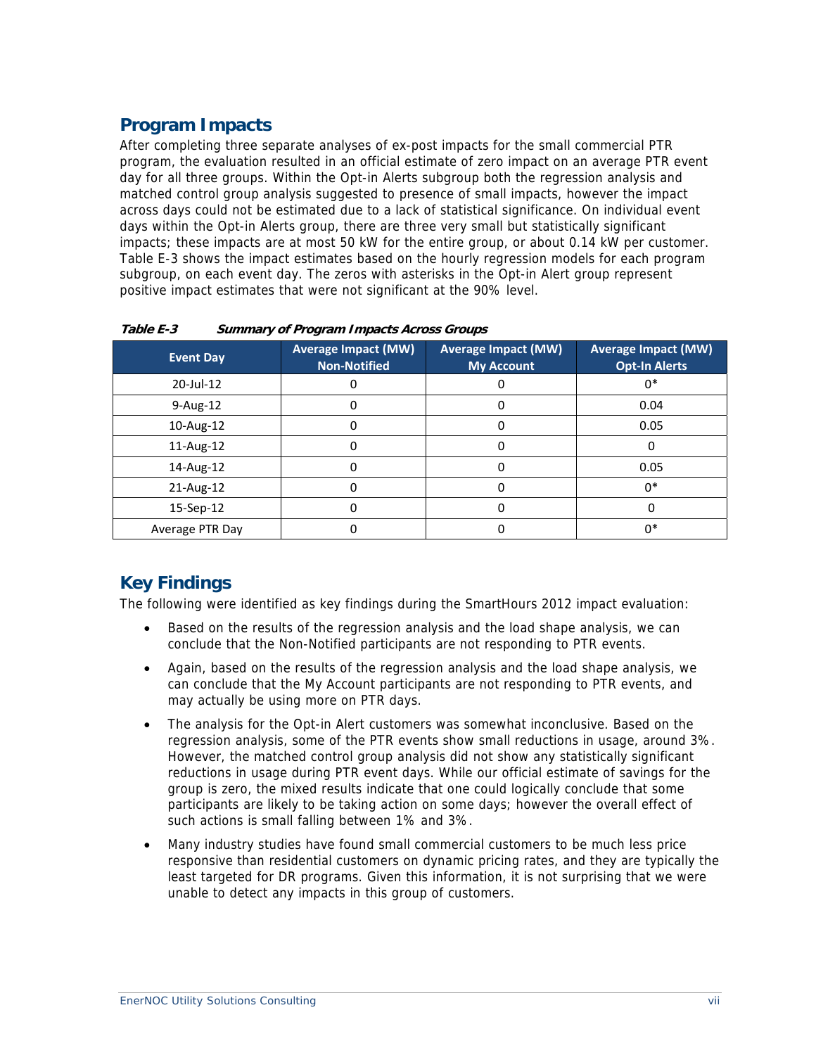## Program Impacts

After completing three separate analyses of ex-post impacts for the small commercial PTR program, the evaluation resulted in an official estimate of zero impact on an average PTR event day for all three groups. Within the Opt-in Alerts subgroup both the regression analysis and matched control group analysis suggested to presence of small impacts, however the impact across days could not be estimated due to a lack of statistical significance. On individual event days within the Opt-in Alerts group, there are three very small but statistically significant impacts; these impacts are at most 50 kW for the entire group, or about 0.14 kW per customer. Table E-3 shows the impact estimates based on the hourly regression models for each program subgroup, on each event day. The zeros with asterisks in the Opt-in Alert group represent positive impact estimates that were not significant at the 90% level.

***Table E-3 Summary of Program Impacts Across Groups***

| Event Day | Average Impact (MW) Non-Notified | Average Impact (MW) My Account | Average Impact (MW) Opt-In Alerts |
|---|---|---|---|
| 20-Jul-12 | 0 | 0 | 0* |
| 9-Aug-12 | 0 | 0 | 0.04 |
| 10-Aug-12 | 0 | 0 | 0.05 |
| 11-Aug-12 | 0 | 0 | 0 |
| 14-Aug-12 | 0 | 0 | 0.05 |
| 21-Aug-12 | 0 | 0 | 0* |
| 15-Sep-12 | 0 | 0 | 0 |
| Average PTR Day | 0 | 0 | 0* |

## Key Findings

The following were identified as key findings during the SmartHours 2012 impact evaluation:

- Based on the results of the regression analysis and the load shape analysis, we can conclude that the Non-Notified participants are not responding to PTR events.
- Again, based on the results of the regression analysis and the load shape analysis, we can conclude that the My Account participants are not responding to PTR events, and may actually be using more on PTR days.
- The analysis for the Opt-in Alert customers was somewhat inconclusive. Based on the regression analysis, some of the PTR events show small reductions in usage, around 3%. However, the matched control group analysis did not show any statistically significant reductions in usage during PTR event days. While our official estimate of savings for the group is zero, the mixed results indicate that one could logically conclude that some participants are likely to be taking action on some days; however the overall effect of such actions is small falling between 1% and 3%.
- Many industry studies have found small commercial customers to be much less price responsive than residential customers on dynamic pricing rates, and they are typically the least targeted for DR programs. Given this information, it is not surprising that we were unable to detect any impacts in this group of customers.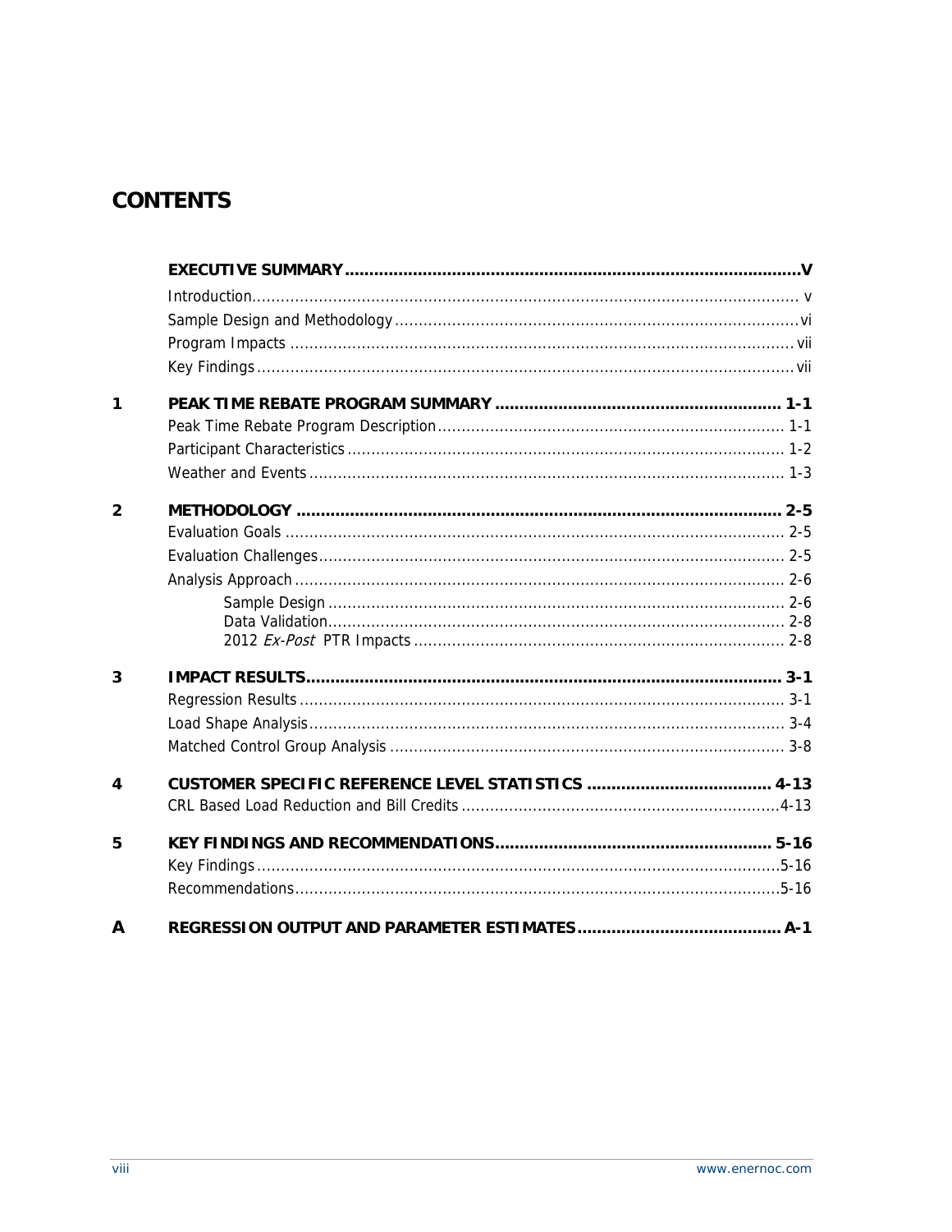# CONTENTS

**EXECUTIVE SUMMARY** .......... **V**

Introduction .......... v

Sample Design and Methodology .......... vi

Program Impacts .......... vii

Key Findings .......... vii

**1 PEAK TIME REBATE PROGRAM SUMMARY** .......... **1-1**

Peak Time Rebate Program Description .......... 1-1

Participant Characteristics .......... 1-2

Weather and Events .......... 1-3

**2 METHODOLOGY** .......... **2-5**

Evaluation Goals .......... 2-5

Evaluation Challenges .......... 2-5

Analysis Approach .......... 2-6

- Sample Design .......... 2-6
- Data Validation .......... 2-8
- 2012 *Ex-Post* PTR Impacts .......... 2-8

**3 IMPACT RESULTS** .......... **3-1**

Regression Results .......... 3-1

Load Shape Analysis .......... 3-4

Matched Control Group Analysis .......... 3-8

**4 CUSTOMER SPECIFIC REFERENCE LEVEL STATISTICS** .......... **4-13**

CRL Based Load Reduction and Bill Credits .......... 4-13

**5 KEY FINDINGS AND RECOMMENDATIONS** .......... **5-16**

Key Findings .......... 5-16

Recommendations .......... 5-16

**A REGRESSION OUTPUT AND PARAMETER ESTIMATES** .......... **A-1**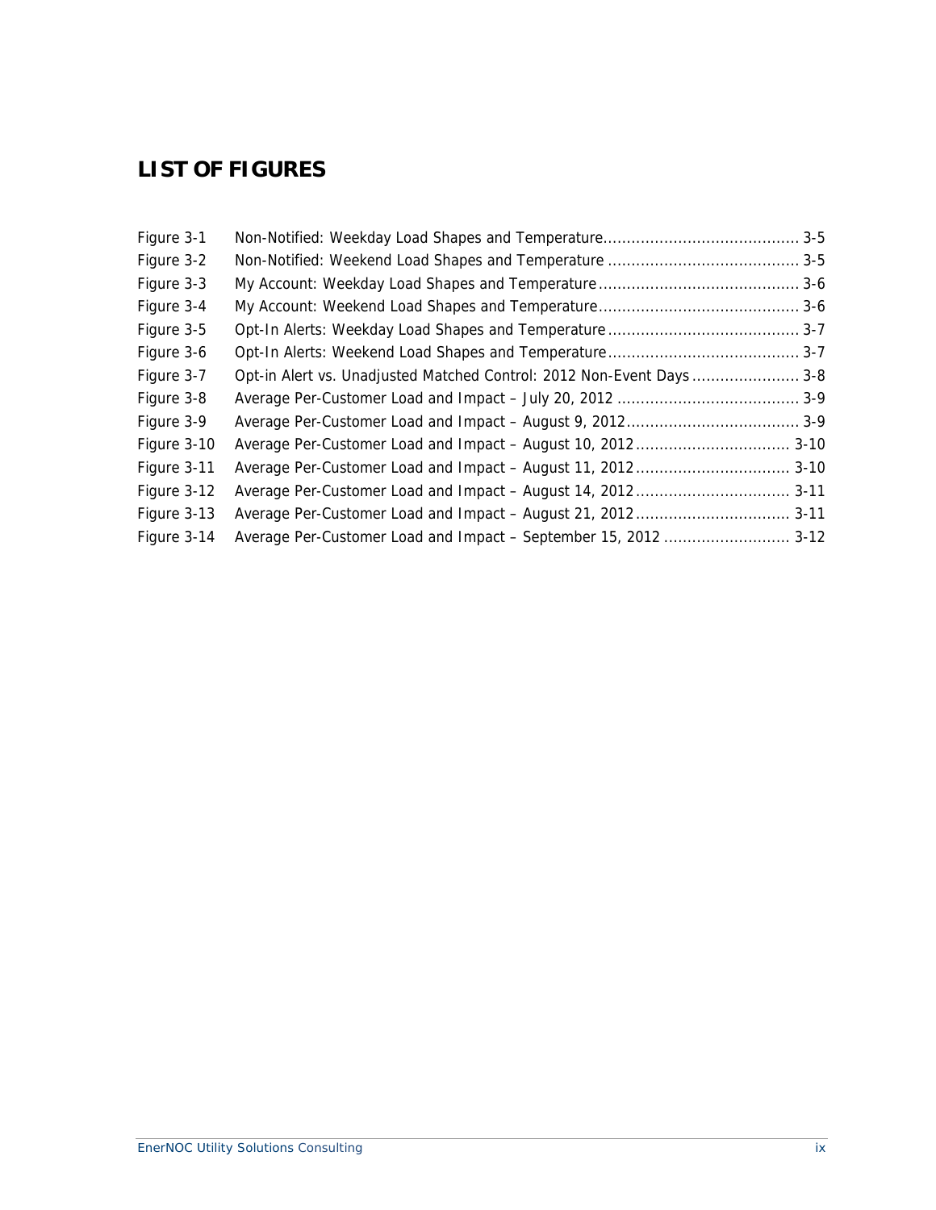# LIST OF FIGURES

| | | |
|---|---|---|
| Figure 3-1 | Non-Notified: Weekday Load Shapes and Temperature | 3-5 |
| Figure 3-2 | Non-Notified: Weekend Load Shapes and Temperature | 3-5 |
| Figure 3-3 | My Account: Weekday Load Shapes and Temperature | 3-6 |
| Figure 3-4 | My Account: Weekend Load Shapes and Temperature | 3-6 |
| Figure 3-5 | Opt-In Alerts: Weekday Load Shapes and Temperature | 3-7 |
| Figure 3-6 | Opt-In Alerts: Weekend Load Shapes and Temperature | 3-7 |
| Figure 3-7 | Opt-in Alert vs. Unadjusted Matched Control: 2012 Non-Event Days | 3-8 |
| Figure 3-8 | Average Per-Customer Load and Impact – July 20, 2012 | 3-9 |
| Figure 3-9 | Average Per-Customer Load and Impact – August 9, 2012 | 3-9 |
| Figure 3-10 | Average Per-Customer Load and Impact – August 10, 2012 | 3-10 |
| Figure 3-11 | Average Per-Customer Load and Impact – August 11, 2012 | 3-10 |
| Figure 3-12 | Average Per-Customer Load and Impact – August 14, 2012 | 3-11 |
| Figure 3-13 | Average Per-Customer Load and Impact – August 21, 2012 | 3-11 |
| Figure 3-14 | Average Per-Customer Load and Impact – September 15, 2012 | 3-12 |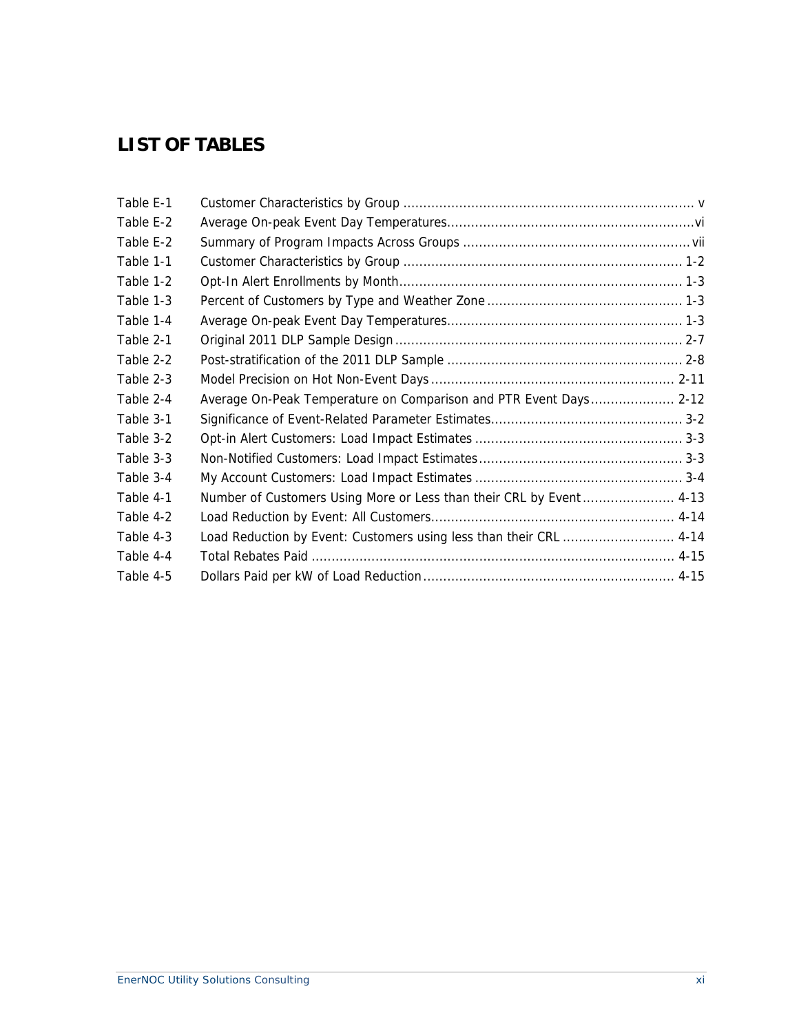# LIST OF TABLES

| | | |
|---|---|---|
| Table E-1 | Customer Characteristics by Group | v |
| Table E-2 | Average On-peak Event Day Temperatures | vi |
| Table E-2 | Summary of Program Impacts Across Groups | vii |
| Table 1-1 | Customer Characteristics by Group | 1-2 |
| Table 1-2 | Opt-In Alert Enrollments by Month | 1-3 |
| Table 1-3 | Percent of Customers by Type and Weather Zone | 1-3 |
| Table 1-4 | Average On-peak Event Day Temperatures | 1-3 |
| Table 2-1 | Original 2011 DLP Sample Design | 2-7 |
| Table 2-2 | Post-stratification of the 2011 DLP Sample | 2-8 |
| Table 2-3 | Model Precision on Hot Non-Event Days | 2-11 |
| Table 2-4 | Average On-Peak Temperature on Comparison and PTR Event Days | 2-12 |
| Table 3-1 | Significance of Event-Related Parameter Estimates | 3-2 |
| Table 3-2 | Opt-in Alert Customers: Load Impact Estimates | 3-3 |
| Table 3-3 | Non-Notified Customers: Load Impact Estimates | 3-3 |
| Table 3-4 | My Account Customers: Load Impact Estimates | 3-4 |
| Table 4-1 | Number of Customers Using More or Less than their CRL by Event | 4-13 |
| Table 4-2 | Load Reduction by Event: All Customers | 4-14 |
| Table 4-3 | Load Reduction by Event: Customers using less than their CRL | 4-14 |
| Table 4-4 | Total Rebates Paid | 4-15 |
| Table 4-5 | Dollars Paid per kW of Load Reduction | 4-15 |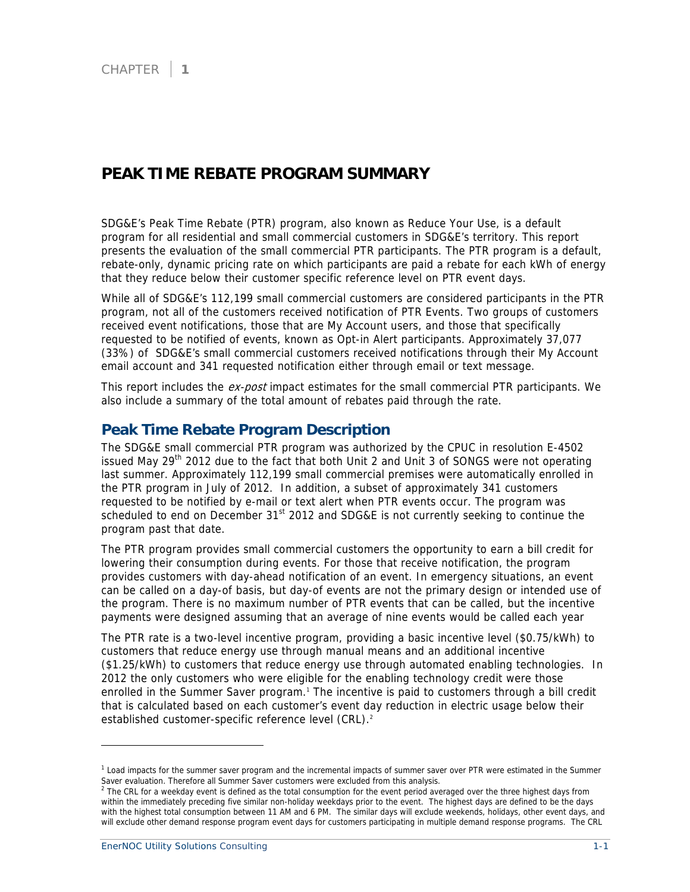CHAPTER | 1

# PEAK TIME REBATE PROGRAM SUMMARY

SDG&E's Peak Time Rebate (PTR) program, also known as Reduce Your Use, is a default program for all residential and small commercial customers in SDG&E's territory. This report presents the evaluation of the small commercial PTR participants. The PTR program is a default, rebate-only, dynamic pricing rate on which participants are paid a rebate for each kWh of energy that they reduce below their customer specific reference level on PTR event days.

While all of SDG&E's 112,199 small commercial customers are considered participants in the PTR program, not all of the customers received notification of PTR Events. Two groups of customers received event notifications, those that are My Account users, and those that specifically requested to be notified of events, known as Opt-in Alert participants. Approximately 37,077 (33%) of SDG&E's small commercial customers received notifications through their My Account email account and 341 requested notification either through email or text message.

This report includes the *ex-post* impact estimates for the small commercial PTR participants. We also include a summary of the total amount of rebates paid through the rate.

## Peak Time Rebate Program Description

The SDG&E small commercial PTR program was authorized by the CPUC in resolution E-4502 issued May 29th 2012 due to the fact that both Unit 2 and Unit 3 of SONGS were not operating last summer. Approximately 112,199 small commercial premises were automatically enrolled in the PTR program in July of 2012. In addition, a subset of approximately 341 customers requested to be notified by e-mail or text alert when PTR events occur. The program was scheduled to end on December 31st 2012 and SDG&E is not currently seeking to continue the program past that date.

The PTR program provides small commercial customers the opportunity to earn a bill credit for lowering their consumption during events. For those that receive notification, the program provides customers with day-ahead notification of an event. In emergency situations, an event can be called on a day-of basis, but day-of events are not the primary design or intended use of the program. There is no maximum number of PTR events that can be called, but the incentive payments were designed assuming that an average of nine events would be called each year

The PTR rate is a two-level incentive program, providing a basic incentive level ($0.75/kWh) to customers that reduce energy use through manual means and an additional incentive ($1.25/kWh) to customers that reduce energy use through automated enabling technologies. In 2012 the only customers who were eligible for the enabling technology credit were those enrolled in the Summer Saver program.[1] The incentive is paid to customers through a bill credit that is calculated based on each customer's event day reduction in electric usage below their established customer-specific reference level (CRL).[2]

---

[1] Load impacts for the summer saver program and the incremental impacts of summer saver over PTR were estimated in the Summer Saver evaluation. Therefore all Summer Saver customers were excluded from this analysis.

[2] The CRL for a weekday event is defined as the total consumption for the event period averaged over the three highest days from within the immediately preceding five similar non-holiday weekdays prior to the event. The highest days are defined to be the days with the highest total consumption between 11 AM and 6 PM. The similar days will exclude weekends, holidays, other event days, and will exclude other demand response program event days for customers participating in multiple demand response programs. The CRL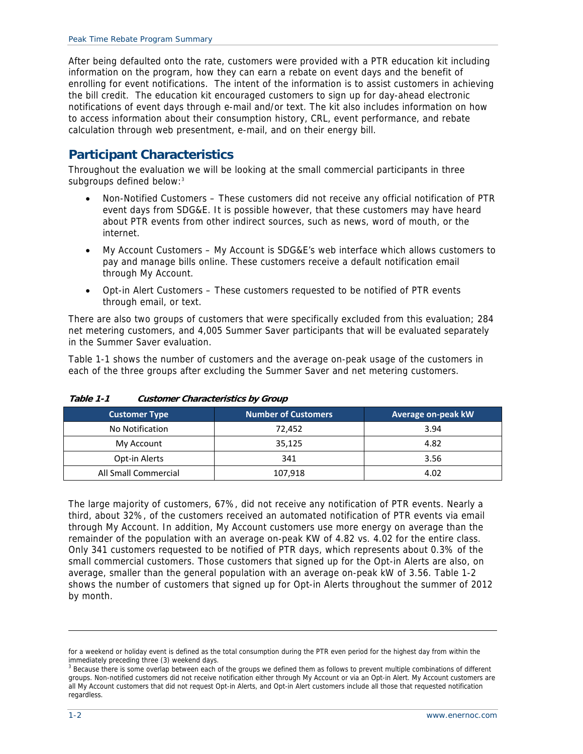After being defaulted onto the rate, customers were provided with a PTR education kit including information on the program, how they can earn a rebate on event days and the benefit of enrolling for event notifications. The intent of the information is to assist customers in achieving the bill credit. The education kit encouraged customers to sign up for day-ahead electronic notifications of event days through e-mail and/or text. The kit also includes information on how to access information about their consumption history, CRL, event performance, and rebate calculation through web presentment, e-mail, and on their energy bill.

## Participant Characteristics

Throughout the evaluation we will be looking at the small commercial participants in three subgroups defined below:[3]

- Non-Notified Customers – These customers did not receive any official notification of PTR event days from SDG&E. It is possible however, that these customers may have heard about PTR events from other indirect sources, such as news, word of mouth, or the internet.
- My Account Customers – My Account is SDG&E's web interface which allows customers to pay and manage bills online. These customers receive a default notification email through My Account.
- Opt-in Alert Customers – These customers requested to be notified of PTR events through email, or text.

There are also two groups of customers that were specifically excluded from this evaluation; 284 net metering customers, and 4,005 Summer Saver participants that will be evaluated separately in the Summer Saver evaluation.

Table 1-1 shows the number of customers and the average on-peak usage of the customers in each of the three groups after excluding the Summer Saver and net metering customers.

***Table 1-1 Customer Characteristics by Group***

| Customer Type | Number of Customers | Average on-peak kW |
|---|---|---|
| No Notification | 72,452 | 3.94 |
| My Account | 35,125 | 4.82 |
| Opt-in Alerts | 341 | 3.56 |
| All Small Commercial | 107,918 | 4.02 |

The large majority of customers, 67%, did not receive any notification of PTR events. Nearly a third, about 32%, of the customers received an automated notification of PTR events via email through My Account. In addition, My Account customers use more energy on average than the remainder of the population with an average on-peak KW of 4.82 vs. 4.02 for the entire class. Only 341 customers requested to be notified of PTR days, which represents about 0.3% of the small commercial customers. Those customers that signed up for the Opt-in Alerts are also, on average, smaller than the general population with an average on-peak kW of 3.56. Table 1-2 shows the number of customers that signed up for Opt-in Alerts throughout the summer of 2012 by month.

---

for a weekend or holiday event is defined as the total consumption during the PTR even period for the highest day from within the immediately preceding three (3) weekend days.

[3] Because there is some overlap between each of the groups we defined them as follows to prevent multiple combinations of different groups. Non-notified customers did not receive notification either through My Account or via an Opt-in Alert. My Account customers are all My Account customers that did not request Opt-in Alerts, and Opt-in Alert customers include all those that requested notification regardless.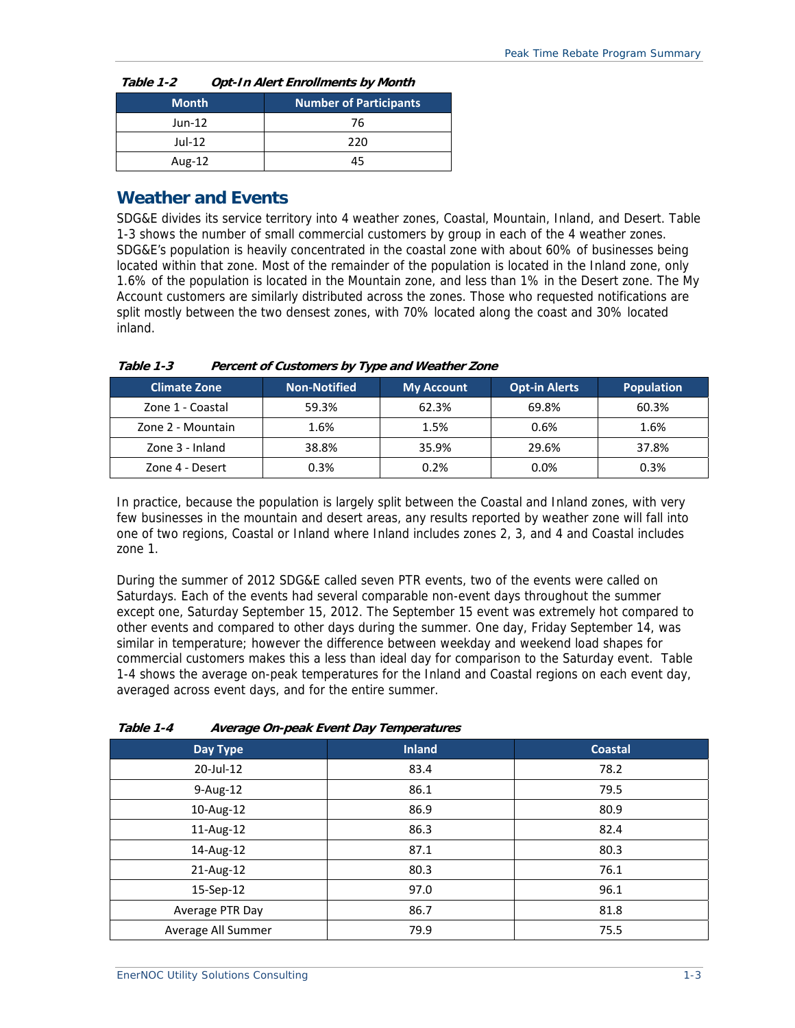*Table 1-2 Opt-In Alert Enrollments by Month*

| Month | Number of Participants |
|---|---|
| Jun-12 | 76 |
| Jul-12 | 220 |
| Aug-12 | 45 |

## Weather and Events

SDG&E divides its service territory into 4 weather zones, Coastal, Mountain, Inland, and Desert. Table 1-3 shows the number of small commercial customers by group in each of the 4 weather zones. SDG&E's population is heavily concentrated in the coastal zone with about 60% of businesses being located within that zone. Most of the remainder of the population is located in the Inland zone, only 1.6% of the population is located in the Mountain zone, and less than 1% in the Desert zone. The My Account customers are similarly distributed across the zones. Those who requested notifications are split mostly between the two densest zones, with 70% located along the coast and 30% located inland.

*Table 1-3 Percent of Customers by Type and Weather Zone*

| Climate Zone | Non-Notified | My Account | Opt-in Alerts | Population |
|---|---|---|---|---|
| Zone 1 - Coastal | 59.3% | 62.3% | 69.8% | 60.3% |
| Zone 2 - Mountain | 1.6% | 1.5% | 0.6% | 1.6% |
| Zone 3 - Inland | 38.8% | 35.9% | 29.6% | 37.8% |
| Zone 4 - Desert | 0.3% | 0.2% | 0.0% | 0.3% |

In practice, because the population is largely split between the Coastal and Inland zones, with very few businesses in the mountain and desert areas, any results reported by weather zone will fall into one of two regions, Coastal or Inland where Inland includes zones 2, 3, and 4 and Coastal includes zone 1.

During the summer of 2012 SDG&E called seven PTR events, two of the events were called on Saturdays. Each of the events had several comparable non-event days throughout the summer except one, Saturday September 15, 2012. The September 15 event was extremely hot compared to other events and compared to other days during the summer. One day, Friday September 14, was similar in temperature; however the difference between weekday and weekend load shapes for commercial customers makes this a less than ideal day for comparison to the Saturday event. Table 1-4 shows the average on-peak temperatures for the Inland and Coastal regions on each event day, averaged across event days, and for the entire summer.

*Table 1-4 Average On-peak Event Day Temperatures*

| Day Type | Inland | Coastal |
|---|---|---|
| 20-Jul-12 | 83.4 | 78.2 |
| 9-Aug-12 | 86.1 | 79.5 |
| 10-Aug-12 | 86.9 | 80.9 |
| 11-Aug-12 | 86.3 | 82.4 |
| 14-Aug-12 | 87.1 | 80.3 |
| 21-Aug-12 | 80.3 | 76.1 |
| 15-Sep-12 | 97.0 | 96.1 |
| Average PTR Day | 86.7 | 81.8 |
| Average All Summer | 79.9 | 75.5 |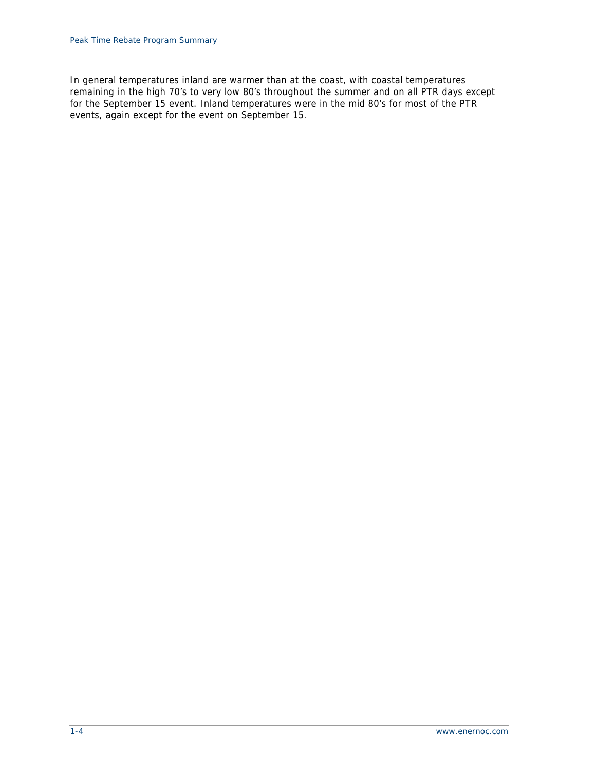In general temperatures inland are warmer than at the coast, with coastal temperatures remaining in the high 70's to very low 80's throughout the summer and on all PTR days except for the September 15 event. Inland temperatures were in the mid 80's for most of the PTR events, again except for the event on September 15.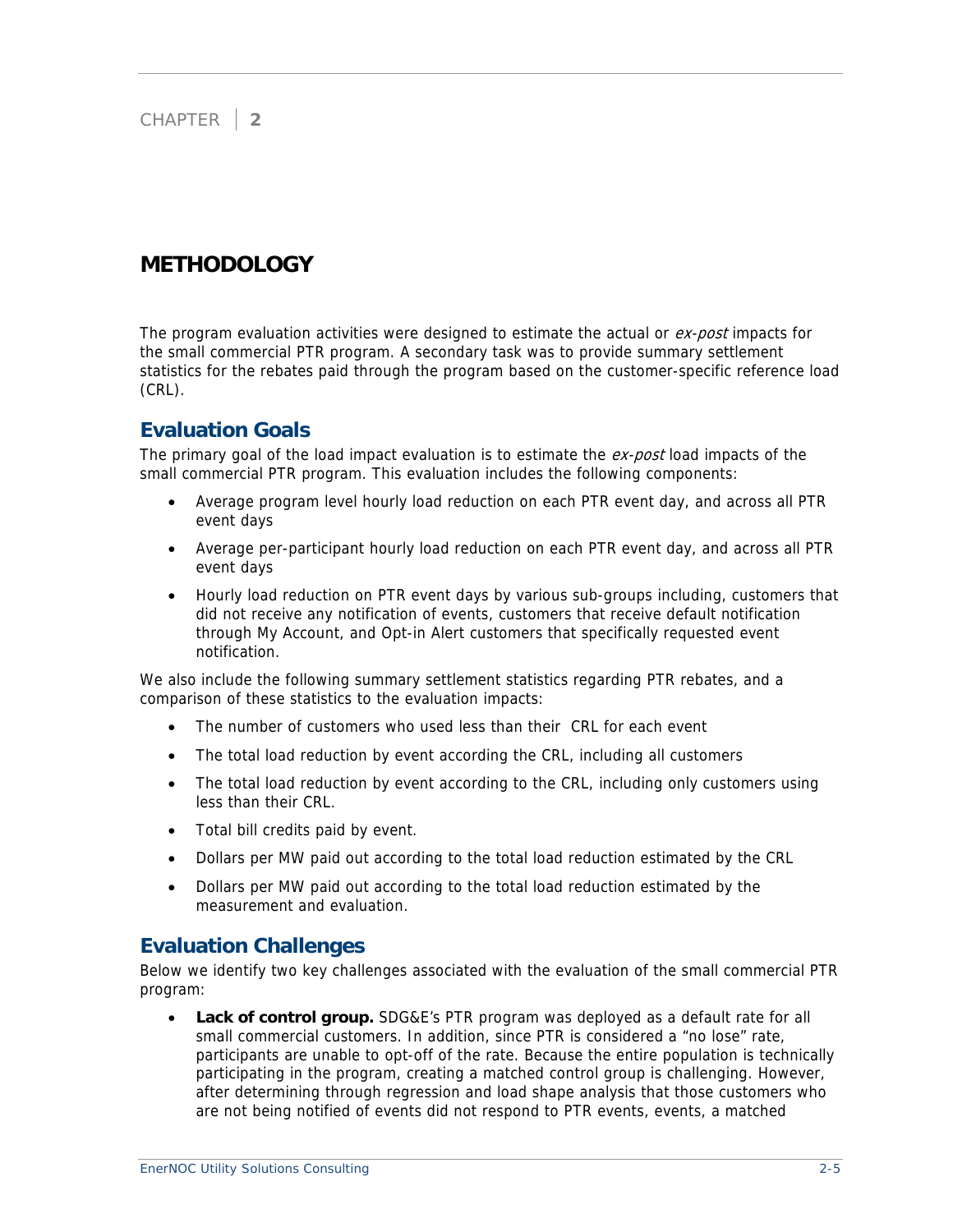CHAPTER 2

# METHODOLOGY

The program evaluation activities were designed to estimate the actual or *ex-post* impacts for the small commercial PTR program. A secondary task was to provide summary settlement statistics for the rebates paid through the program based on the customer-specific reference load (CRL).

## Evaluation Goals

The primary goal of the load impact evaluation is to estimate the *ex-post* load impacts of the small commercial PTR program. This evaluation includes the following components:

- Average program level hourly load reduction on each PTR event day, and across all PTR event days
- Average per-participant hourly load reduction on each PTR event day, and across all PTR event days
- Hourly load reduction on PTR event days by various sub-groups including, customers that did not receive any notification of events, customers that receive default notification through My Account, and Opt-in Alert customers that specifically requested event notification.

We also include the following summary settlement statistics regarding PTR rebates, and a comparison of these statistics to the evaluation impacts:

- The number of customers who used less than their CRL for each event
- The total load reduction by event according the CRL, including all customers
- The total load reduction by event according to the CRL, including only customers using less than their CRL.
- Total bill credits paid by event.
- Dollars per MW paid out according to the total load reduction estimated by the CRL
- Dollars per MW paid out according to the total load reduction estimated by the measurement and evaluation.

## Evaluation Challenges

Below we identify two key challenges associated with the evaluation of the small commercial PTR program:

- **Lack of control group.** SDG&E's PTR program was deployed as a default rate for all small commercial customers. In addition, since PTR is considered a "no lose" rate, participants are unable to opt-off of the rate. Because the entire population is technically participating in the program, creating a matched control group is challenging. However, after determining through regression and load shape analysis that those customers who are not being notified of events did not respond to PTR events, events, a matched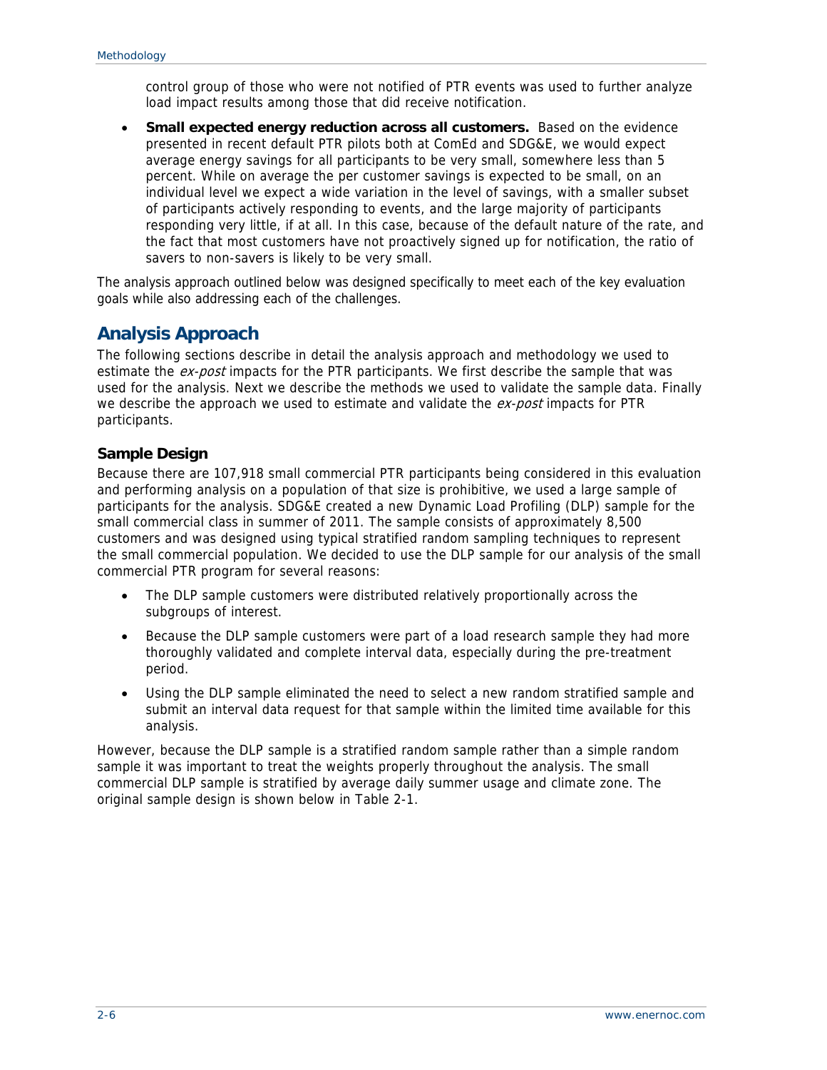control group of those who were not notified of PTR events was used to further analyze load impact results among those that did receive notification.

- **Small expected energy reduction across all customers.** Based on the evidence presented in recent default PTR pilots both at ComEd and SDG&E, we would expect average energy savings for all participants to be very small, somewhere less than 5 percent. While on average the per customer savings is expected to be small, on an individual level we expect a wide variation in the level of savings, with a smaller subset of participants actively responding to events, and the large majority of participants responding very little, if at all. In this case, because of the default nature of the rate, and the fact that most customers have not proactively signed up for notification, the ratio of savers to non-savers is likely to be very small.

The analysis approach outlined below was designed specifically to meet each of the key evaluation goals while also addressing each of the challenges.

## Analysis Approach

The following sections describe in detail the analysis approach and methodology we used to estimate the *ex-post* impacts for the PTR participants. We first describe the sample that was used for the analysis. Next we describe the methods we used to validate the sample data. Finally we describe the approach we used to estimate and validate the *ex-post* impacts for PTR participants.

### Sample Design

Because there are 107,918 small commercial PTR participants being considered in this evaluation and performing analysis on a population of that size is prohibitive, we used a large sample of participants for the analysis. SDG&E created a new Dynamic Load Profiling (DLP) sample for the small commercial class in summer of 2011. The sample consists of approximately 8,500 customers and was designed using typical stratified random sampling techniques to represent the small commercial population. We decided to use the DLP sample for our analysis of the small commercial PTR program for several reasons:

- The DLP sample customers were distributed relatively proportionally across the subgroups of interest.
- Because the DLP sample customers were part of a load research sample they had more thoroughly validated and complete interval data, especially during the pre-treatment period.
- Using the DLP sample eliminated the need to select a new random stratified sample and submit an interval data request for that sample within the limited time available for this analysis.

However, because the DLP sample is a stratified random sample rather than a simple random sample it was important to treat the weights properly throughout the analysis. The small commercial DLP sample is stratified by average daily summer usage and climate zone. The original sample design is shown below in Table 2-1.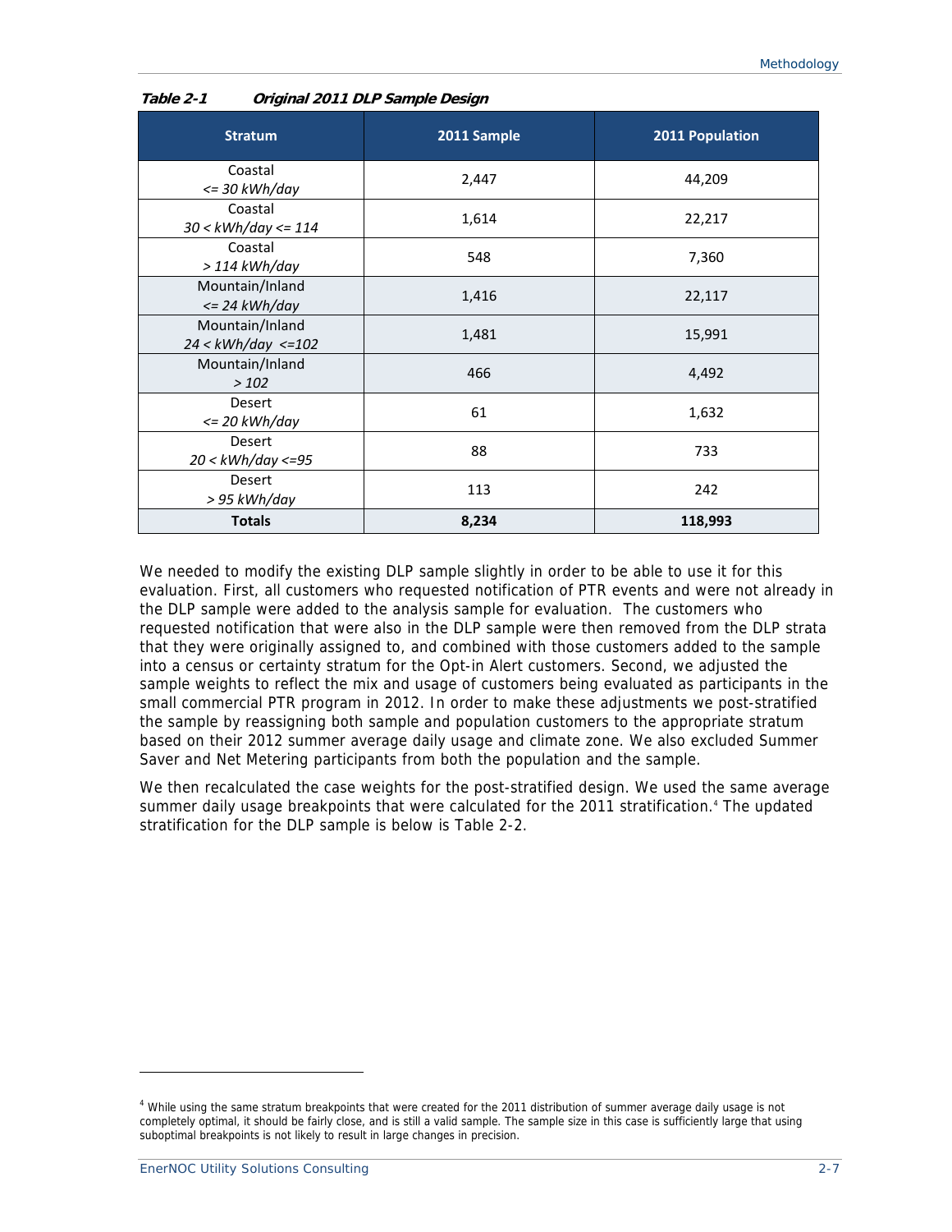*Table 2-1 Original 2011 DLP Sample Design*

| Stratum | 2011 Sample | 2011 Population |
|---|---|---|
| Coastal *<= 30 kWh/day* | 2,447 | 44,209 |
| Coastal *30 < kWh/day <= 114* | 1,614 | 22,217 |
| Coastal *> 114 kWh/day* | 548 | 7,360 |
| Mountain/Inland *<= 24 kWh/day* | 1,416 | 22,117 |
| Mountain/Inland *24 < kWh/day <=102* | 1,481 | 15,991 |
| Mountain/Inland *> 102* | 466 | 4,492 |
| Desert *<= 20 kWh/day* | 61 | 1,632 |
| Desert *20 < kWh/day <=95* | 88 | 733 |
| Desert *> 95 kWh/day* | 113 | 242 |
| **Totals** | **8,234** | **118,993** |

We needed to modify the existing DLP sample slightly in order to be able to use it for this evaluation. First, all customers who requested notification of PTR events and were not already in the DLP sample were added to the analysis sample for evaluation. The customers who requested notification that were also in the DLP sample were then removed from the DLP strata that they were originally assigned to, and combined with those customers added to the sample into a census or certainty stratum for the Opt-in Alert customers. Second, we adjusted the sample weights to reflect the mix and usage of customers being evaluated as participants in the small commercial PTR program in 2012. In order to make these adjustments we post-stratified the sample by reassigning both sample and population customers to the appropriate stratum based on their 2012 summer average daily usage and climate zone. We also excluded Summer Saver and Net Metering participants from both the population and the sample.

We then recalculated the case weights for the post-stratified design. We used the same average summer daily usage breakpoints that were calculated for the 2011 stratification.[4] The updated stratification for the DLP sample is below is Table 2-2.

[4] While using the same stratum breakpoints that were created for the 2011 distribution of summer average daily usage is not completely optimal, it should be fairly close, and is still a valid sample. The sample size in this case is sufficiently large that using suboptimal breakpoints is not likely to result in large changes in precision.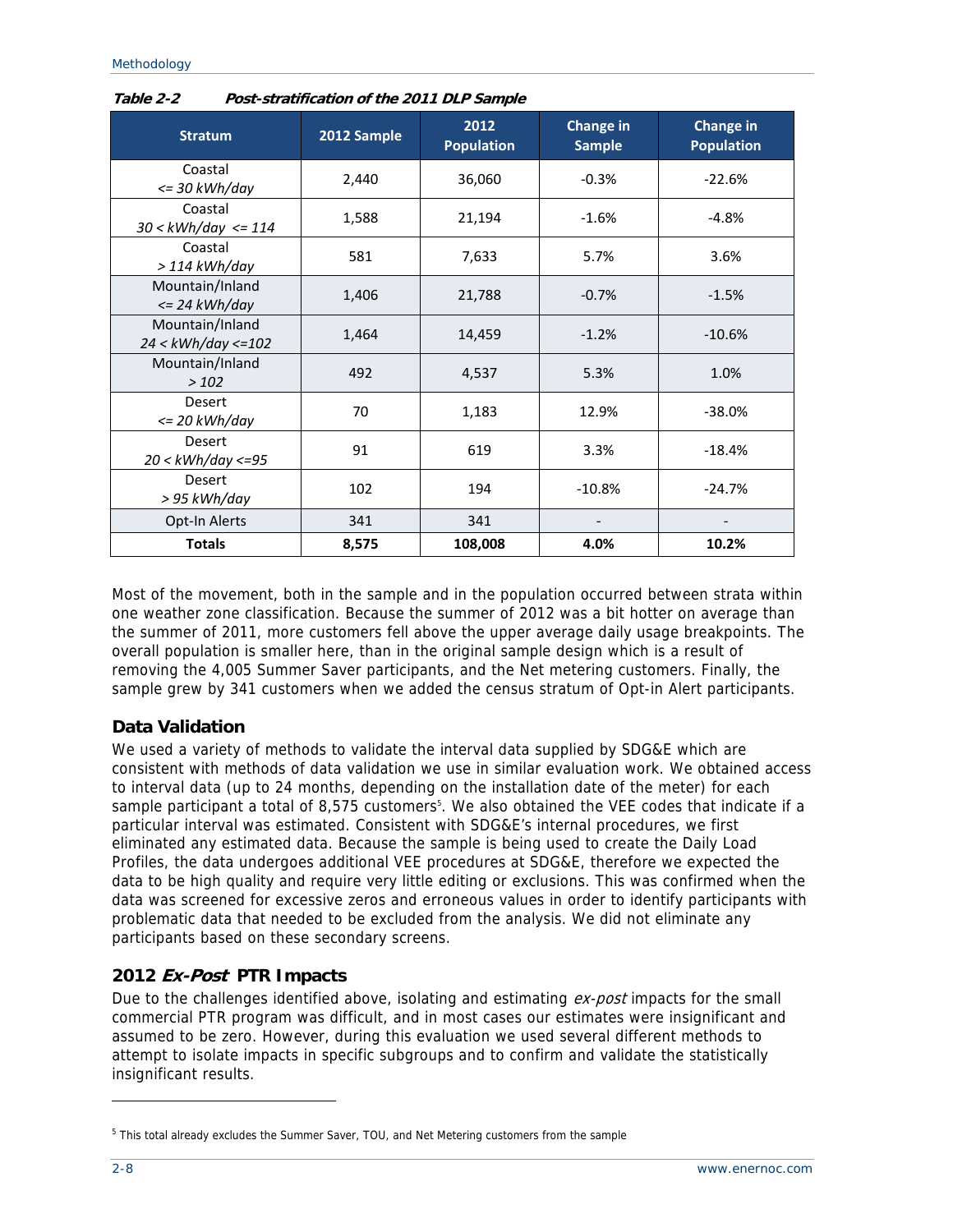*Table 2-2 Post-stratification of the 2011 DLP Sample*

| Stratum | 2012 Sample | 2012 Population | Change in Sample | Change in Population |
|---|---|---|---|---|
| Coastal *<= 30 kWh/day* | 2,440 | 36,060 | -0.3% | -22.6% |
| Coastal *30 < kWh/day <= 114* | 1,588 | 21,194 | -1.6% | -4.8% |
| Coastal *> 114 kWh/day* | 581 | 7,633 | 5.7% | 3.6% |
| Mountain/Inland *<= 24 kWh/day* | 1,406 | 21,788 | -0.7% | -1.5% |
| Mountain/Inland *24 < kWh/day <=102* | 1,464 | 14,459 | -1.2% | -10.6% |
| Mountain/Inland *> 102* | 492 | 4,537 | 5.3% | 1.0% |
| Desert *<= 20 kWh/day* | 70 | 1,183 | 12.9% | -38.0% |
| Desert *20 < kWh/day <=95* | 91 | 619 | 3.3% | -18.4% |
| Desert *> 95 kWh/day* | 102 | 194 | -10.8% | -24.7% |
| Opt-In Alerts | 341 | 341 | - | - |
| **Totals** | **8,575** | **108,008** | **4.0%** | **10.2%** |

Most of the movement, both in the sample and in the population occurred between strata within one weather zone classification. Because the summer of 2012 was a bit hotter on average than the summer of 2011, more customers fell above the upper average daily usage breakpoints. The overall population is smaller here, than in the original sample design which is a result of removing the 4,005 Summer Saver participants, and the Net metering customers. Finally, the sample grew by 341 customers when we added the census stratum of Opt-in Alert participants.

### Data Validation

We used a variety of methods to validate the interval data supplied by SDG&E which are consistent with methods of data validation we use in similar evaluation work. We obtained access to interval data (up to 24 months, depending on the installation date of the meter) for each sample participant a total of 8,575 customers[5]. We also obtained the VEE codes that indicate if a particular interval was estimated. Consistent with SDG&E's internal procedures, we first eliminated any estimated data. Because the sample is being used to create the Daily Load Profiles, the data undergoes additional VEE procedures at SDG&E, therefore we expected the data to be high quality and require very little editing or exclusions. This was confirmed when the data was screened for excessive zeros and erroneous values in order to identify participants with problematic data that needed to be excluded from the analysis. We did not eliminate any participants based on these secondary screens.

### 2012 *Ex-Post* PTR Impacts

Due to the challenges identified above, isolating and estimating *ex-post* impacts for the small commercial PTR program was difficult, and in most cases our estimates were insignificant and assumed to be zero. However, during this evaluation we used several different methods to attempt to isolate impacts in specific subgroups and to confirm and validate the statistically insignificant results.

---

[5] This total already excludes the Summer Saver, TOU, and Net Metering customers from the sample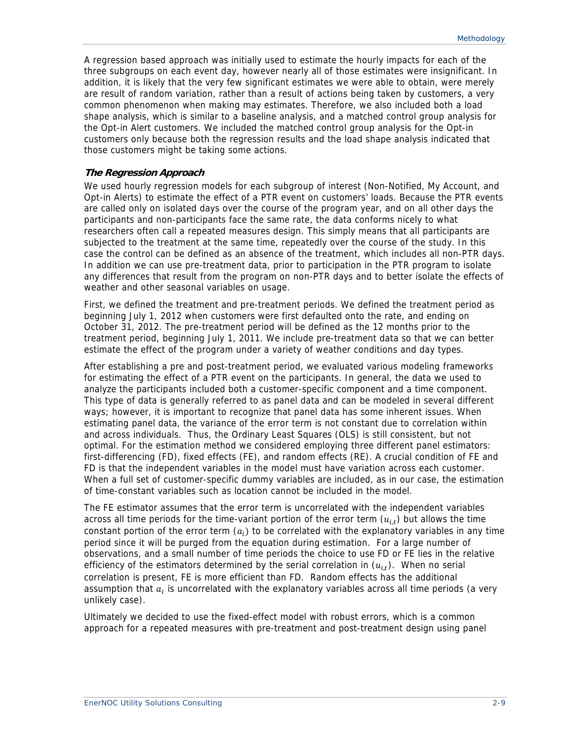A regression based approach was initially used to estimate the hourly impacts for each of the three subgroups on each event day, however nearly all of those estimates were insignificant. In addition, it is likely that the very few significant estimates we were able to obtain, were merely are result of random variation, rather than a result of actions being taken by customers, a very common phenomenon when making may estimates. Therefore, we also included both a load shape analysis, which is similar to a baseline analysis, and a matched control group analysis for the Opt-in Alert customers. We included the matched control group analysis for the Opt-in customers only because both the regression results and the load shape analysis indicated that those customers might be taking some actions.

### *The Regression Approach*

We used hourly regression models for each subgroup of interest (Non-Notified, My Account, and Opt-in Alerts) to estimate the effect of a PTR event on customers' loads. Because the PTR events are called only on isolated days over the course of the program year, and on all other days the participants and non-participants face the same rate, the data conforms nicely to what researchers often call a repeated measures design. This simply means that all participants are subjected to the treatment at the same time, repeatedly over the course of the study. In this case the control can be defined as an absence of the treatment, which includes all non-PTR days. In addition we can use pre-treatment data, prior to participation in the PTR program to isolate any differences that result from the program on non-PTR days and to better isolate the effects of weather and other seasonal variables on usage.

First, we defined the treatment and pre-treatment periods. We defined the treatment period as beginning July 1, 2012 when customers were first defaulted onto the rate, and ending on October 31, 2012. The pre-treatment period will be defined as the 12 months prior to the treatment period, beginning July 1, 2011. We include pre-treatment data so that we can better estimate the effect of the program under a variety of weather conditions and day types.

After establishing a pre and post-treatment period, we evaluated various modeling frameworks for estimating the effect of a PTR event on the participants. In general, the data we used to analyze the participants included both a customer-specific component and a time component. This type of data is generally referred to as panel data and can be modeled in several different ways; however, it is important to recognize that panel data has some inherent issues. When estimating panel data, the variance of the error term is not constant due to correlation within and across individuals. Thus, the Ordinary Least Squares (OLS) is still consistent, but not optimal. For the estimation method we considered employing three different panel estimators: first-differencing (FD), fixed effects (FE), and random effects (RE). A crucial condition of FE and FD is that the independent variables in the model must have variation across each customer. When a full set of customer-specific dummy variables are included, as in our case, the estimation of time-constant variables such as location cannot be included in the model.

The FE estimator assumes that the error term is uncorrelated with the independent variables across all time periods for the time-variant portion of the error term ($u_{i,t}$) but allows the time constant portion of the error term ($a_i$) to be correlated with the explanatory variables in any time period since it will be purged from the equation during estimation. For a large number of observations, and a small number of time periods the choice to use FD or FE lies in the relative efficiency of the estimators determined by the serial correlation in ($u_{i,t}$). When no serial correlation is present, FE is more efficient than FD. Random effects has the additional assumption that $a_i$ is uncorrelated with the explanatory variables across all time periods (a very unlikely case).

Ultimately we decided to use the fixed-effect model with robust errors, which is a common approach for a repeated measures with pre-treatment and post-treatment design using panel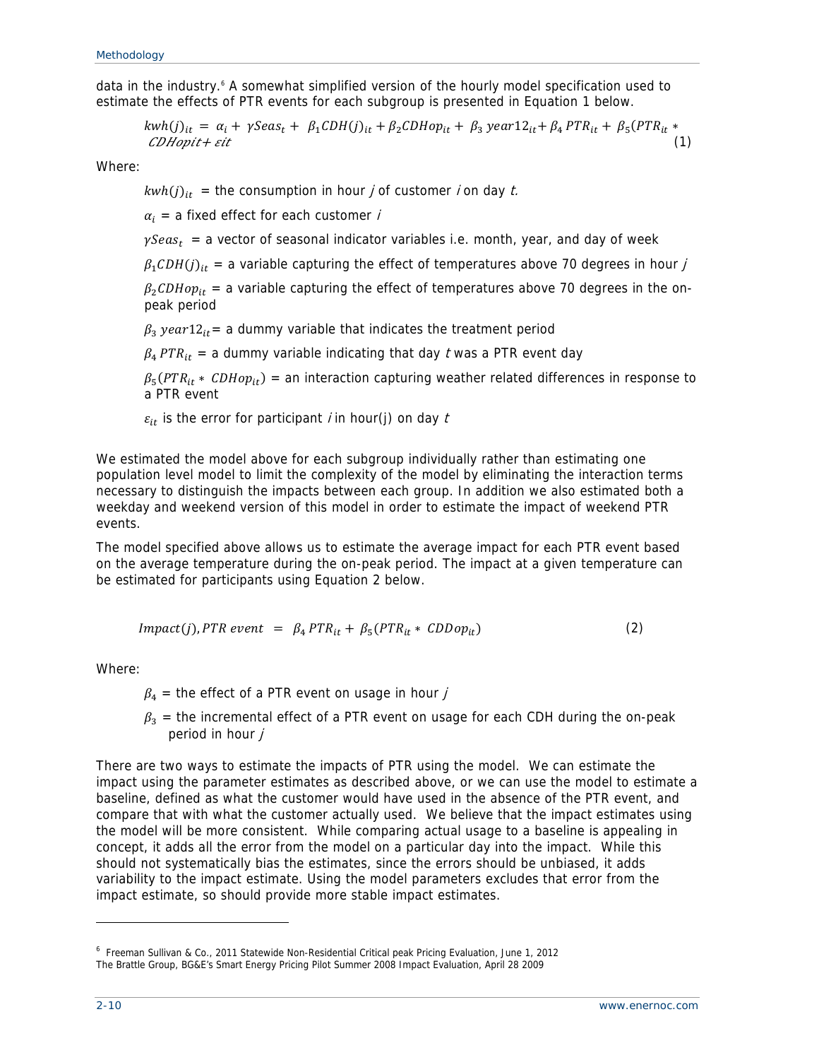data in the industry.[6] A somewhat simplified version of the hourly model specification used to estimate the effects of PTR events for each subgroup is presented in Equation 1 below.

$$kwh(j)_{it} = \alpha_i + \gamma Seas_t + \beta_1 CDH(j)_{it} + \beta_2 CDHop_{it} + \beta_3\, year12_{it} + \beta_4\, PTR_{it} + \beta_5(PTR_{it} * CDHopit + \varepsilon it \quad (1)$$

Where:

$kwh(j)_{it}$ = the consumption in hour *j* of customer *i* on day *t.*

$\alpha_i$ = a fixed effect for each customer *i*

$\gamma Seas_t$ = a vector of seasonal indicator variables i.e. month, year, and day of week

$\beta_1 CDH(j)_{it}$ = a variable capturing the effect of temperatures above 70 degrees in hour *j*

$\beta_2 CDHop_{it}$ = a variable capturing the effect of temperatures above 70 degrees in the on-peak period

$\beta_3\, year12_{it}$= a dummy variable that indicates the treatment period

$\beta_4\, PTR_{it}$ = a dummy variable indicating that day *t* was a PTR event day

$\beta_5(PTR_{it} * CDHop_{it})$ = an interaction capturing weather related differences in response to a PTR event

$\varepsilon_{it}$ is the error for participant *i* in hour(j) on day *t*

We estimated the model above for each subgroup individually rather than estimating one population level model to limit the complexity of the model by eliminating the interaction terms necessary to distinguish the impacts between each group. In addition we also estimated both a weekday and weekend version of this model in order to estimate the impact of weekend PTR events.

The model specified above allows us to estimate the average impact for each PTR event based on the average temperature during the on-peak period. The impact at a given temperature can be estimated for participants using Equation 2 below.

$$Impact(j), PTR\ event \ = \ \beta_4\, PTR_{it} + \beta_5(PTR_{it} * \ CDDop_{it}) \quad (2)$$

Where:

$\beta_4$ = the effect of a PTR event on usage in hour *j*

$\beta_3$ = the incremental effect of a PTR event on usage for each CDH during the on-peak period in hour *j*

There are two ways to estimate the impacts of PTR using the model. We can estimate the impact using the parameter estimates as described above, or we can use the model to estimate a baseline, defined as what the customer would have used in the absence of the PTR event, and compare that with what the customer actually used. We believe that the impact estimates using the model will be more consistent. While comparing actual usage to a baseline is appealing in concept, it adds all the error from the model on a particular day into the impact. While this should not systematically bias the estimates, since the errors should be unbiased, it adds variability to the impact estimate. Using the model parameters excludes that error from the impact estimate, so should provide more stable impact estimates.

---

[6] Freeman Sullivan & Co., 2011 Statewide Non-Residential Critical peak Pricing Evaluation, June 1, 2012
The Brattle Group, BG&E's Smart Energy Pricing Pilot Summer 2008 Impact Evaluation, April 28 2009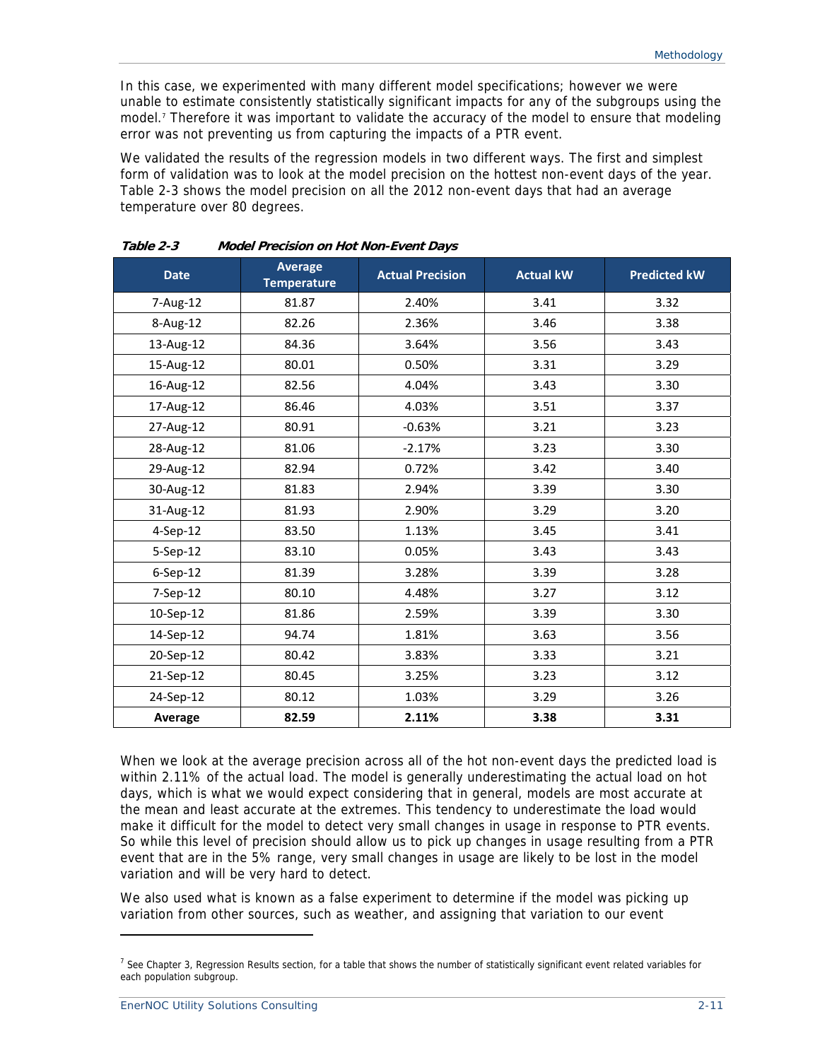In this case, we experimented with many different model specifications; however we were unable to estimate consistently statistically significant impacts for any of the subgroups using the model.[7] Therefore it was important to validate the accuracy of the model to ensure that modeling error was not preventing us from capturing the impacts of a PTR event.

We validated the results of the regression models in two different ways. The first and simplest form of validation was to look at the model precision on the hottest non-event days of the year. Table 2-3 shows the model precision on all the 2012 non-event days that had an average temperature over 80 degrees.

***Table 2-3 Model Precision on Hot Non-Event Days***

| Date | Average Temperature | Actual Precision | Actual kW | Predicted kW |
|---|---|---|---|---|
| 7-Aug-12 | 81.87 | 2.40% | 3.41 | 3.32 |
| 8-Aug-12 | 82.26 | 2.36% | 3.46 | 3.38 |
| 13-Aug-12 | 84.36 | 3.64% | 3.56 | 3.43 |
| 15-Aug-12 | 80.01 | 0.50% | 3.31 | 3.29 |
| 16-Aug-12 | 82.56 | 4.04% | 3.43 | 3.30 |
| 17-Aug-12 | 86.46 | 4.03% | 3.51 | 3.37 |
| 27-Aug-12 | 80.91 | -0.63% | 3.21 | 3.23 |
| 28-Aug-12 | 81.06 | -2.17% | 3.23 | 3.30 |
| 29-Aug-12 | 82.94 | 0.72% | 3.42 | 3.40 |
| 30-Aug-12 | 81.83 | 2.94% | 3.39 | 3.30 |
| 31-Aug-12 | 81.93 | 2.90% | 3.29 | 3.20 |
| 4-Sep-12 | 83.50 | 1.13% | 3.45 | 3.41 |
| 5-Sep-12 | 83.10 | 0.05% | 3.43 | 3.43 |
| 6-Sep-12 | 81.39 | 3.28% | 3.39 | 3.28 |
| 7-Sep-12 | 80.10 | 4.48% | 3.27 | 3.12 |
| 10-Sep-12 | 81.86 | 2.59% | 3.39 | 3.30 |
| 14-Sep-12 | 94.74 | 1.81% | 3.63 | 3.56 |
| 20-Sep-12 | 80.42 | 3.83% | 3.33 | 3.21 |
| 21-Sep-12 | 80.45 | 3.25% | 3.23 | 3.12 |
| 24-Sep-12 | 80.12 | 1.03% | 3.29 | 3.26 |
| **Average** | **82.59** | **2.11%** | **3.38** | **3.31** |

When we look at the average precision across all of the hot non-event days the predicted load is within 2.11% of the actual load. The model is generally underestimating the actual load on hot days, which is what we would expect considering that in general, models are most accurate at the mean and least accurate at the extremes. This tendency to underestimate the load would make it difficult for the model to detect very small changes in usage in response to PTR events. So while this level of precision should allow us to pick up changes in usage resulting from a PTR event that are in the 5% range, very small changes in usage are likely to be lost in the model variation and will be very hard to detect.

We also used what is known as a false experiment to determine if the model was picking up variation from other sources, such as weather, and assigning that variation to our event

[7] See Chapter 3, Regression Results section, for a table that shows the number of statistically significant event related variables for each population subgroup.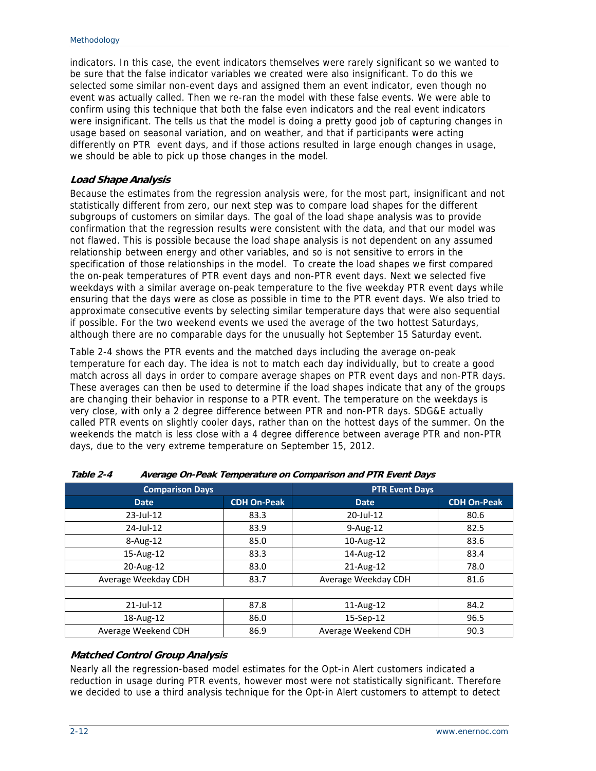indicators. In this case, the event indicators themselves were rarely significant so we wanted to be sure that the false indicator variables we created were also insignificant. To do this we selected some similar non-event days and assigned them an event indicator, even though no event was actually called. Then we re-ran the model with these false events. We were able to confirm using this technique that both the false even indicators and the real event indicators were insignificant. The tells us that the model is doing a pretty good job of capturing changes in usage based on seasonal variation, and on weather, and that if participants were acting differently on PTR event days, and if those actions resulted in large enough changes in usage, we should be able to pick up those changes in the model.

### *Load Shape Analysis*

Because the estimates from the regression analysis were, for the most part, insignificant and not statistically different from zero, our next step was to compare load shapes for the different subgroups of customers on similar days. The goal of the load shape analysis was to provide confirmation that the regression results were consistent with the data, and that our model was not flawed. This is possible because the load shape analysis is not dependent on any assumed relationship between energy and other variables, and so is not sensitive to errors in the specification of those relationships in the model. To create the load shapes we first compared the on-peak temperatures of PTR event days and non-PTR event days. Next we selected five weekdays with a similar average on-peak temperature to the five weekday PTR event days while ensuring that the days were as close as possible in time to the PTR event days. We also tried to approximate consecutive events by selecting similar temperature days that were also sequential if possible. For the two weekend events we used the average of the two hottest Saturdays, although there are no comparable days for the unusually hot September 15 Saturday event.

Table 2-4 shows the PTR events and the matched days including the average on-peak temperature for each day. The idea is not to match each day individually, but to create a good match across all days in order to compare average shapes on PTR event days and non-PTR days. These averages can then be used to determine if the load shapes indicate that any of the groups are changing their behavior in response to a PTR event. The temperature on the weekdays is very close, with only a 2 degree difference between PTR and non-PTR days. SDG&E actually called PTR events on slightly cooler days, rather than on the hottest days of the summer. On the weekends the match is less close with a 4 degree difference between average PTR and non-PTR days, due to the very extreme temperature on September 15, 2012.

***Table 2-4 Average On-Peak Temperature on Comparison and PTR Event Days***

| Comparison Days | | PTR Event Days | |
|---|---|---|---|
| **Date** | **CDH On-Peak** | **Date** | **CDH On-Peak** |
| 23-Jul-12 | 83.3 | 20-Jul-12 | 80.6 |
| 24-Jul-12 | 83.9 | 9-Aug-12 | 82.5 |
| 8-Aug-12 | 85.0 | 10-Aug-12 | 83.6 |
| 15-Aug-12 | 83.3 | 14-Aug-12 | 83.4 |
| 20-Aug-12 | 83.0 | 21-Aug-12 | 78.0 |
| Average Weekday CDH | 83.7 | Average Weekday CDH | 81.6 |
| | | | |
| 21-Jul-12 | 87.8 | 11-Aug-12 | 84.2 |
| 18-Aug-12 | 86.0 | 15-Sep-12 | 96.5 |
| Average Weekend CDH | 86.9 | Average Weekend CDH | 90.3 |

### *Matched Control Group Analysis*

Nearly all the regression-based model estimates for the Opt-in Alert customers indicated a reduction in usage during PTR events, however most were not statistically significant. Therefore we decided to use a third analysis technique for the Opt-in Alert customers to attempt to detect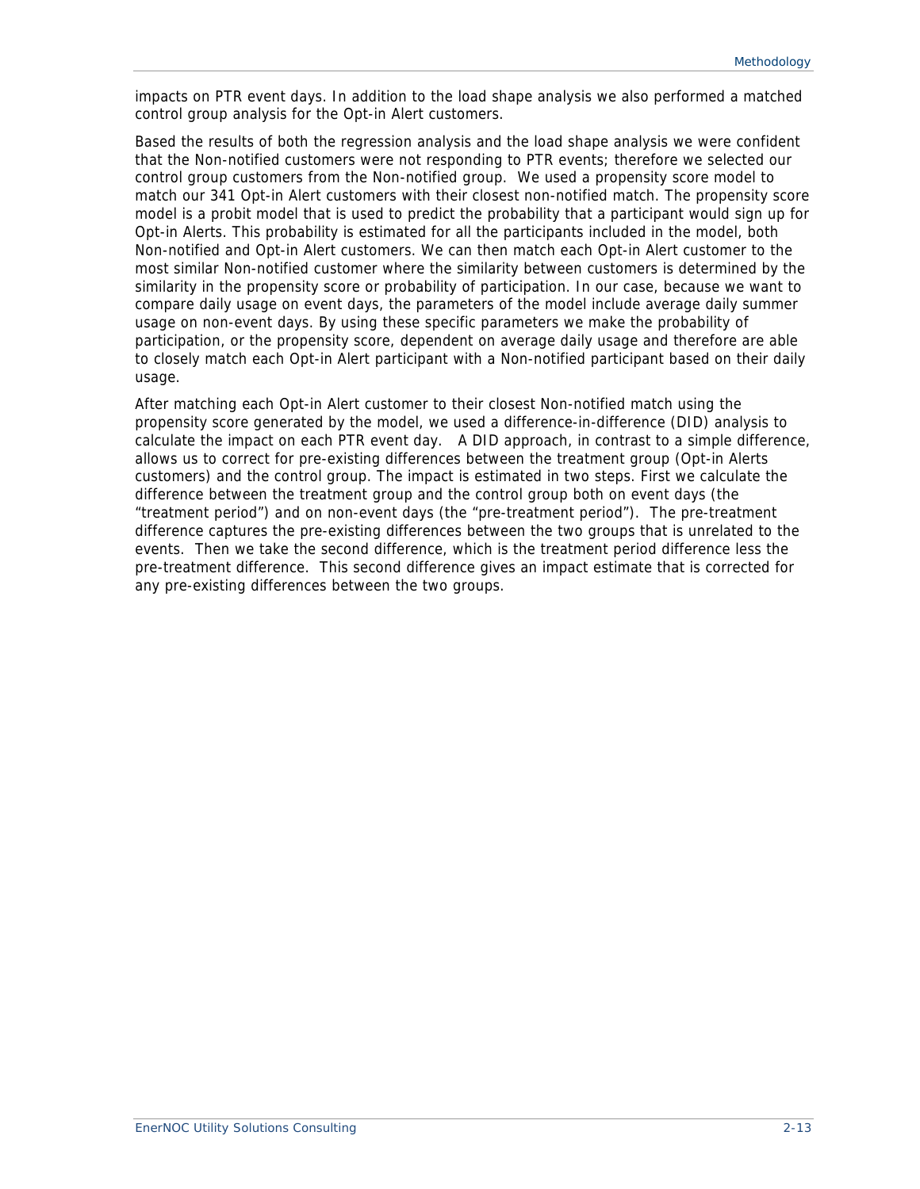impacts on PTR event days. In addition to the load shape analysis we also performed a matched control group analysis for the Opt-in Alert customers.

Based the results of both the regression analysis and the load shape analysis we were confident that the Non-notified customers were not responding to PTR events; therefore we selected our control group customers from the Non-notified group. We used a propensity score model to match our 341 Opt-in Alert customers with their closest non-notified match. The propensity score model is a probit model that is used to predict the probability that a participant would sign up for Opt-in Alerts. This probability is estimated for all the participants included in the model, both Non-notified and Opt-in Alert customers. We can then match each Opt-in Alert customer to the most similar Non-notified customer where the similarity between customers is determined by the similarity in the propensity score or probability of participation. In our case, because we want to compare daily usage on event days, the parameters of the model include average daily summer usage on non-event days. By using these specific parameters we make the probability of participation, or the propensity score, dependent on average daily usage and therefore are able to closely match each Opt-in Alert participant with a Non-notified participant based on their daily usage.

After matching each Opt-in Alert customer to their closest Non-notified match using the propensity score generated by the model, we used a difference-in-difference (DID) analysis to calculate the impact on each PTR event day. A DID approach, in contrast to a simple difference, allows us to correct for pre-existing differences between the treatment group (Opt-in Alerts customers) and the control group. The impact is estimated in two steps. First we calculate the difference between the treatment group and the control group both on event days (the "treatment period") and on non-event days (the "pre-treatment period"). The pre-treatment difference captures the pre-existing differences between the two groups that is unrelated to the events. Then we take the second difference, which is the treatment period difference less the pre-treatment difference. This second difference gives an impact estimate that is corrected for any pre-existing differences between the two groups.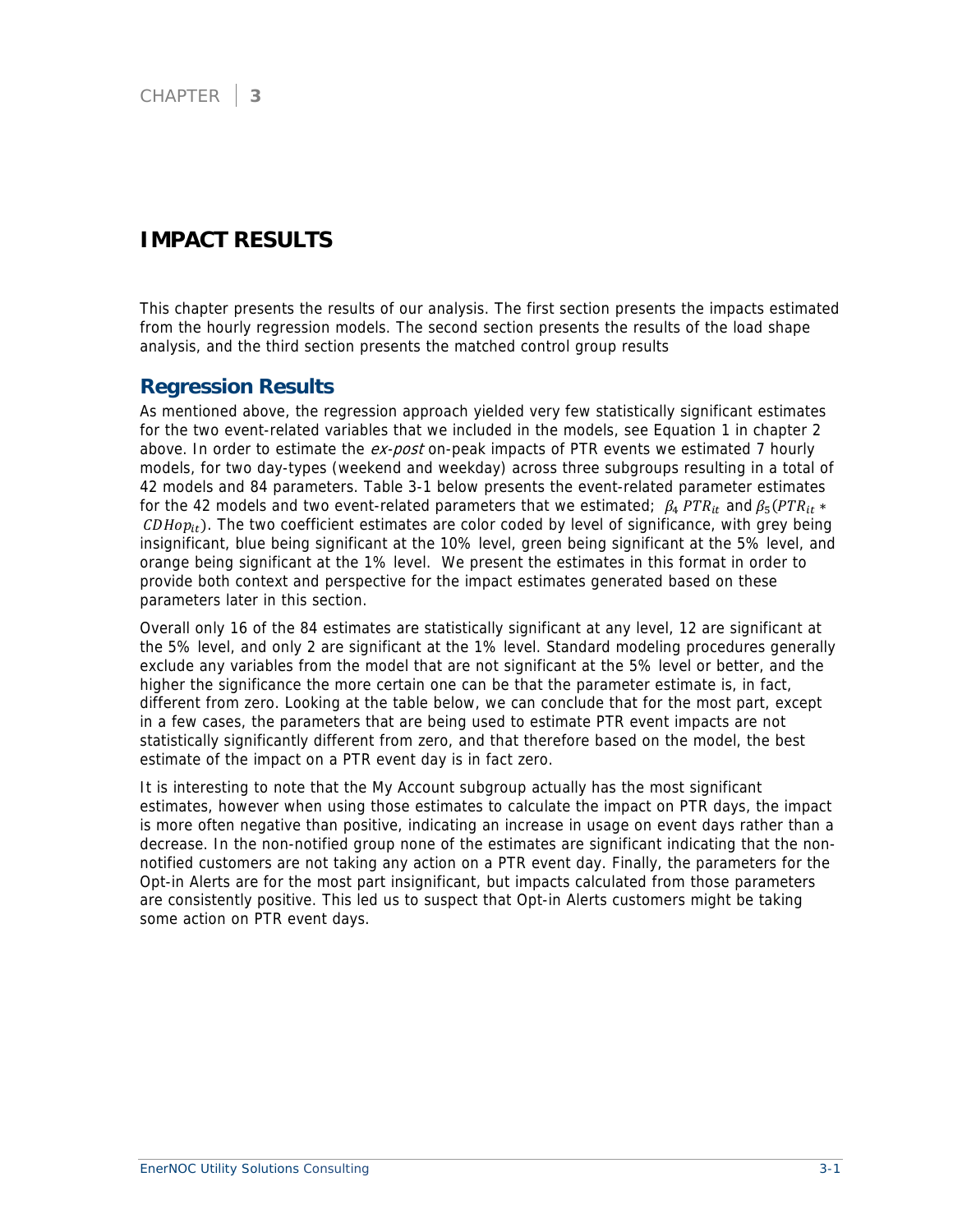CHAPTER 3

# IMPACT RESULTS

This chapter presents the results of our analysis. The first section presents the impacts estimated from the hourly regression models. The second section presents the results of the load shape analysis, and the third section presents the matched control group results

## Regression Results

As mentioned above, the regression approach yielded very few statistically significant estimates for the two event-related variables that we included in the models, see Equation 1 in chapter 2 above. In order to estimate the *ex-post* on-peak impacts of PTR events we estimated 7 hourly models, for two day-types (weekend and weekday) across three subgroups resulting in a total of 42 models and 84 parameters. Table 3-1 below presents the event-related parameter estimates for the 42 models and two event-related parameters that we estimated; $\beta_4\, PTR_{it}$ and $\beta_5(PTR_{it} * CDHop_{it})$. The two coefficient estimates are color coded by level of significance, with grey being insignificant, blue being significant at the 10% level, green being significant at the 5% level, and orange being significant at the 1% level. We present the estimates in this format in order to provide both context and perspective for the impact estimates generated based on these parameters later in this section.

Overall only 16 of the 84 estimates are statistically significant at any level, 12 are significant at the 5% level, and only 2 are significant at the 1% level. Standard modeling procedures generally exclude any variables from the model that are not significant at the 5% level or better, and the higher the significance the more certain one can be that the parameter estimate is, in fact, different from zero. Looking at the table below, we can conclude that for the most part, except in a few cases, the parameters that are being used to estimate PTR event impacts are not statistically significantly different from zero, and that therefore based on the model, the best estimate of the impact on a PTR event day is in fact zero.

It is interesting to note that the My Account subgroup actually has the most significant estimates, however when using those estimates to calculate the impact on PTR days, the impact is more often negative than positive, indicating an increase in usage on event days rather than a decrease. In the non-notified group none of the estimates are significant indicating that the non-notified customers are not taking any action on a PTR event day. Finally, the parameters for the Opt-in Alerts are for the most part insignificant, but impacts calculated from those parameters are consistently positive. This led us to suspect that Opt-in Alerts customers might be taking some action on PTR event days.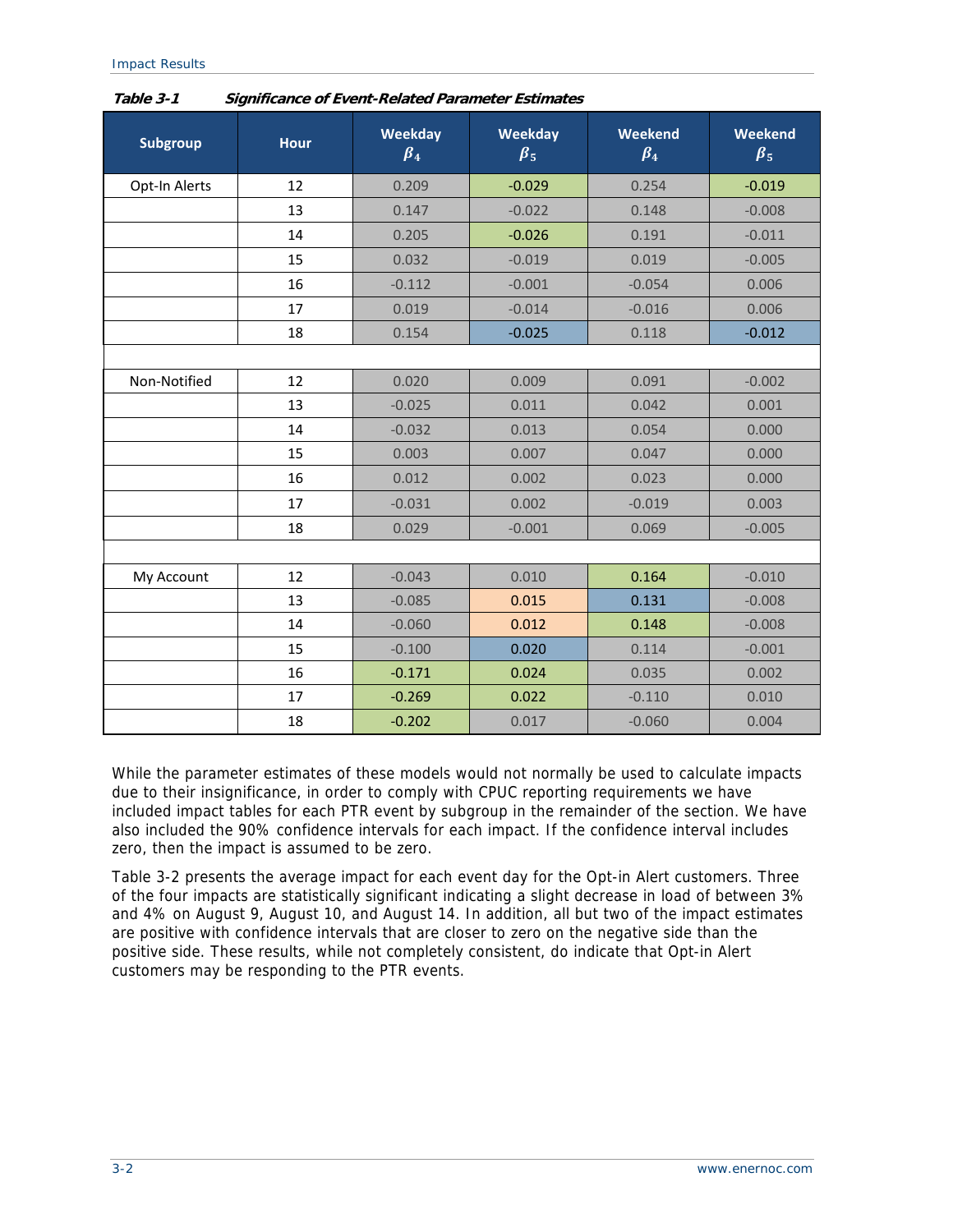**Table 3-1 Significance of Event-Related Parameter Estimates**

| Subgroup | Hour | Weekday $\beta_4$ | Weekday $\beta_5$ | Weekend $\beta_4$ | Weekend $\beta_5$ |
|---|---|---|---|---|---|
| Opt-In Alerts | 12 | 0.209 | -0.029 | 0.254 | -0.019 |
| | 13 | 0.147 | -0.022 | 0.148 | -0.008 |
| | 14 | 0.205 | -0.026 | 0.191 | -0.011 |
| | 15 | 0.032 | -0.019 | 0.019 | -0.005 |
| | 16 | -0.112 | -0.001 | -0.054 | 0.006 |
| | 17 | 0.019 | -0.014 | -0.016 | 0.006 |
| | 18 | 0.154 | -0.025 | 0.118 | -0.012 |
| | | | | | |
| Non-Notified | 12 | 0.020 | 0.009 | 0.091 | -0.002 |
| | 13 | -0.025 | 0.011 | 0.042 | 0.001 |
| | 14 | -0.032 | 0.013 | 0.054 | 0.000 |
| | 15 | 0.003 | 0.007 | 0.047 | 0.000 |
| | 16 | 0.012 | 0.002 | 0.023 | 0.000 |
| | 17 | -0.031 | 0.002 | -0.019 | 0.003 |
| | 18 | 0.029 | -0.001 | 0.069 | -0.005 |
| | | | | | |
| My Account | 12 | -0.043 | 0.010 | 0.164 | -0.010 |
| | 13 | -0.085 | 0.015 | 0.131 | -0.008 |
| | 14 | -0.060 | 0.012 | 0.148 | -0.008 |
| | 15 | -0.100 | 0.020 | 0.114 | -0.001 |
| | 16 | -0.171 | 0.024 | 0.035 | 0.002 |
| | 17 | -0.269 | 0.022 | -0.110 | 0.010 |
| | 18 | -0.202 | 0.017 | -0.060 | 0.004 |

While the parameter estimates of these models would not normally be used to calculate impacts due to their insignificance, in order to comply with CPUC reporting requirements we have included impact tables for each PTR event by subgroup in the remainder of the section. We have also included the 90% confidence intervals for each impact. If the confidence interval includes zero, then the impact is assumed to be zero.

Table 3-2 presents the average impact for each event day for the Opt-in Alert customers. Three of the four impacts are statistically significant indicating a slight decrease in load of between 3% and 4% on August 9, August 10, and August 14. In addition, all but two of the impact estimates are positive with confidence intervals that are closer to zero on the negative side than the positive side. These results, while not completely consistent, do indicate that Opt-in Alert customers may be responding to the PTR events.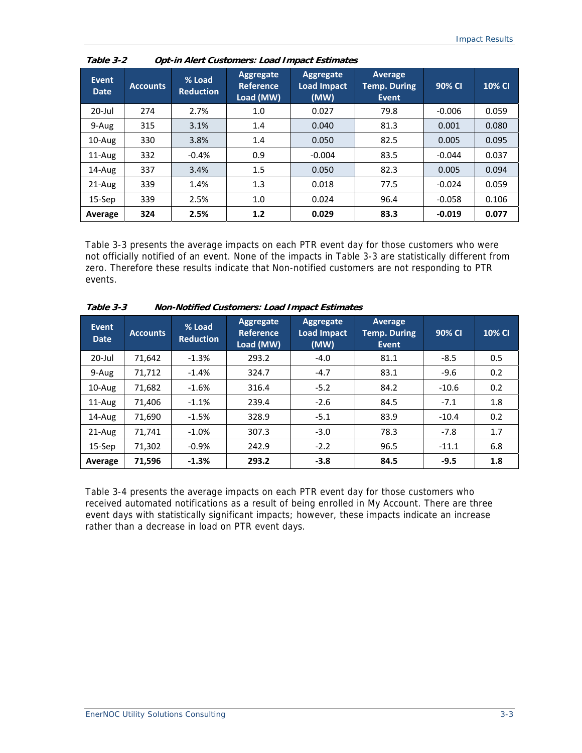*Table 3-2 Opt-in Alert Customers: Load Impact Estimates*

| Event Date | Accounts | % Load Reduction | Aggregate Reference Load (MW) | Aggregate Load Impact (MW) | Average Temp. During Event | 90% CI | 10% CI |
|---|---|---|---|---|---|---|---|
| 20-Jul | 274 | 2.7% | 1.0 | 0.027 | 79.8 | -0.006 | 0.059 |
| 9-Aug | 315 | 3.1% | 1.4 | 0.040 | 81.3 | 0.001 | 0.080 |
| 10-Aug | 330 | 3.8% | 1.4 | 0.050 | 82.5 | 0.005 | 0.095 |
| 11-Aug | 332 | -0.4% | 0.9 | -0.004 | 83.5 | -0.044 | 0.037 |
| 14-Aug | 337 | 3.4% | 1.5 | 0.050 | 82.3 | 0.005 | 0.094 |
| 21-Aug | 339 | 1.4% | 1.3 | 0.018 | 77.5 | -0.024 | 0.059 |
| 15-Sep | 339 | 2.5% | 1.0 | 0.024 | 96.4 | -0.058 | 0.106 |
| **Average** | **324** | **2.5%** | **1.2** | **0.029** | **83.3** | **-0.019** | **0.077** |

Table 3-3 presents the average impacts on each PTR event day for those customers who were not officially notified of an event. None of the impacts in Table 3-3 are statistically different from zero. Therefore these results indicate that Non-notified customers are not responding to PTR events.

*Table 3-3 Non-Notified Customers: Load Impact Estimates*

| Event Date | Accounts | % Load Reduction | Aggregate Reference Load (MW) | Aggregate Load Impact (MW) | Average Temp. During Event | 90% CI | 10% CI |
|---|---|---|---|---|---|---|---|
| 20-Jul | 71,642 | -1.3% | 293.2 | -4.0 | 81.1 | -8.5 | 0.5 |
| 9-Aug | 71,712 | -1.4% | 324.7 | -4.7 | 83.1 | -9.6 | 0.2 |
| 10-Aug | 71,682 | -1.6% | 316.4 | -5.2 | 84.2 | -10.6 | 0.2 |
| 11-Aug | 71,406 | -1.1% | 239.4 | -2.6 | 84.5 | -7.1 | 1.8 |
| 14-Aug | 71,690 | -1.5% | 328.9 | -5.1 | 83.9 | -10.4 | 0.2 |
| 21-Aug | 71,741 | -1.0% | 307.3 | -3.0 | 78.3 | -7.8 | 1.7 |
| 15-Sep | 71,302 | -0.9% | 242.9 | -2.2 | 96.5 | -11.1 | 6.8 |
| **Average** | **71,596** | **-1.3%** | **293.2** | **-3.8** | **84.5** | **-9.5** | **1.8** |

Table 3-4 presents the average impacts on each PTR event day for those customers who received automated notifications as a result of being enrolled in My Account. There are three event days with statistically significant impacts; however, these impacts indicate an increase rather than a decrease in load on PTR event days.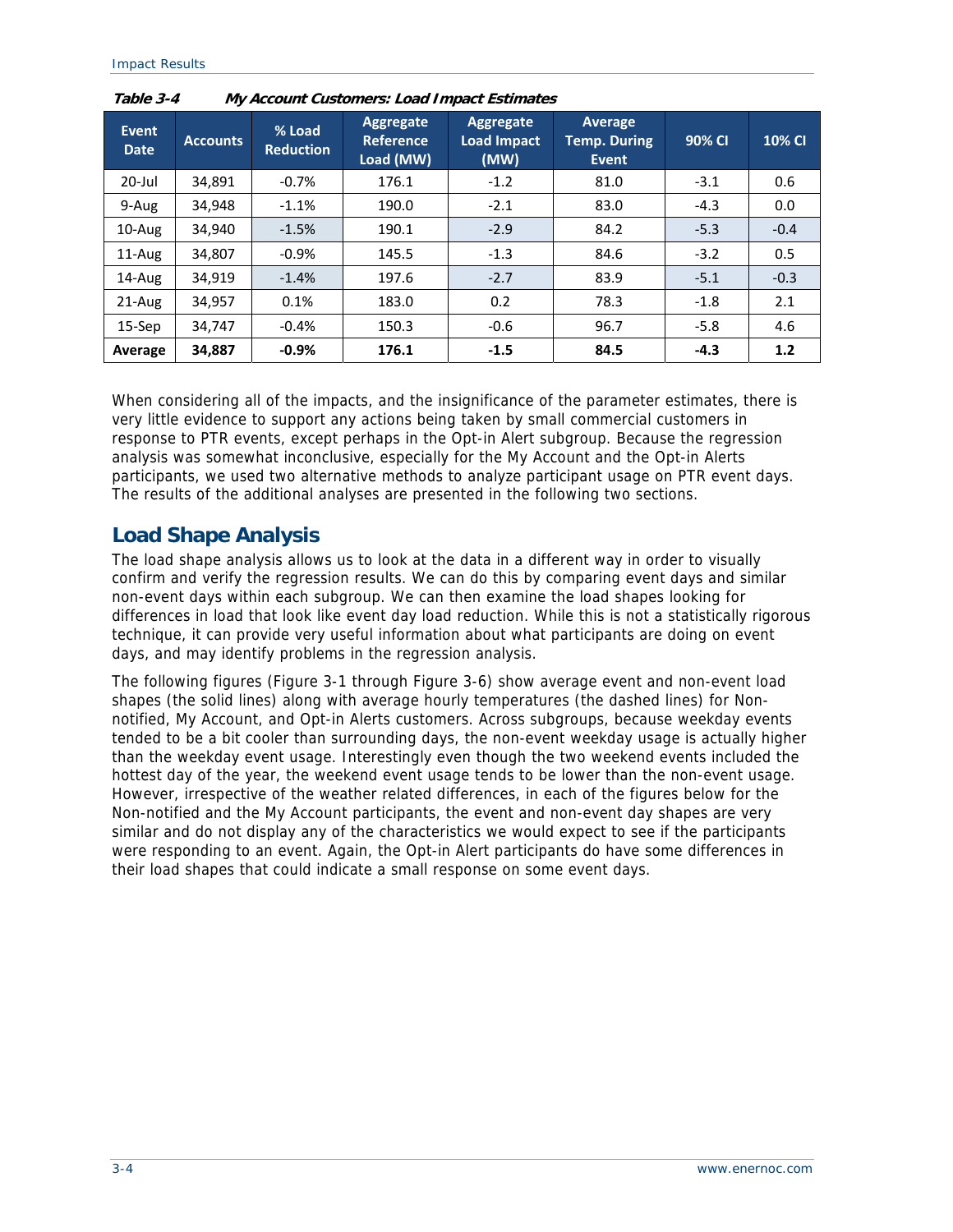*Table 3-4 My Account Customers: Load Impact Estimates*

| Event Date | Accounts | % Load Reduction | Aggregate Reference Load (MW) | Aggregate Load Impact (MW) | Average Temp. During Event | 90% CI | 10% CI |
|---|---|---|---|---|---|---|---|
| 20-Jul | 34,891 | -0.7% | 176.1 | -1.2 | 81.0 | -3.1 | 0.6 |
| 9-Aug | 34,948 | -1.1% | 190.0 | -2.1 | 83.0 | -4.3 | 0.0 |
| 10-Aug | 34,940 | -1.5% | 190.1 | -2.9 | 84.2 | -5.3 | -0.4 |
| 11-Aug | 34,807 | -0.9% | 145.5 | -1.3 | 84.6 | -3.2 | 0.5 |
| 14-Aug | 34,919 | -1.4% | 197.6 | -2.7 | 83.9 | -5.1 | -0.3 |
| 21-Aug | 34,957 | 0.1% | 183.0 | 0.2 | 78.3 | -1.8 | 2.1 |
| 15-Sep | 34,747 | -0.4% | 150.3 | -0.6 | 96.7 | -5.8 | 4.6 |
| **Average** | **34,887** | **-0.9%** | **176.1** | **-1.5** | **84.5** | **-4.3** | **1.2** |

When considering all of the impacts, and the insignificance of the parameter estimates, there is very little evidence to support any actions being taken by small commercial customers in response to PTR events, except perhaps in the Opt-in Alert subgroup. Because the regression analysis was somewhat inconclusive, especially for the My Account and the Opt-in Alerts participants, we used two alternative methods to analyze participant usage on PTR event days. The results of the additional analyses are presented in the following two sections.

## Load Shape Analysis

The load shape analysis allows us to look at the data in a different way in order to visually confirm and verify the regression results. We can do this by comparing event days and similar non-event days within each subgroup. We can then examine the load shapes looking for differences in load that look like event day load reduction. While this is not a statistically rigorous technique, it can provide very useful information about what participants are doing on event days, and may identify problems in the regression analysis.

The following figures (Figure 3-1 through Figure 3-6) show average event and non-event load shapes (the solid lines) along with average hourly temperatures (the dashed lines) for Non-notified, My Account, and Opt-in Alerts customers. Across subgroups, because weekday events tended to be a bit cooler than surrounding days, the non-event weekday usage is actually higher than the weekday event usage. Interestingly even though the two weekend events included the hottest day of the year, the weekend event usage tends to be lower than the non-event usage. However, irrespective of the weather related differences, in each of the figures below for the Non-notified and the My Account participants, the event and non-event day shapes are very similar and do not display any of the characteristics we would expect to see if the participants were responding to an event. Again, the Opt-in Alert participants do have some differences in their load shapes that could indicate a small response on some event days.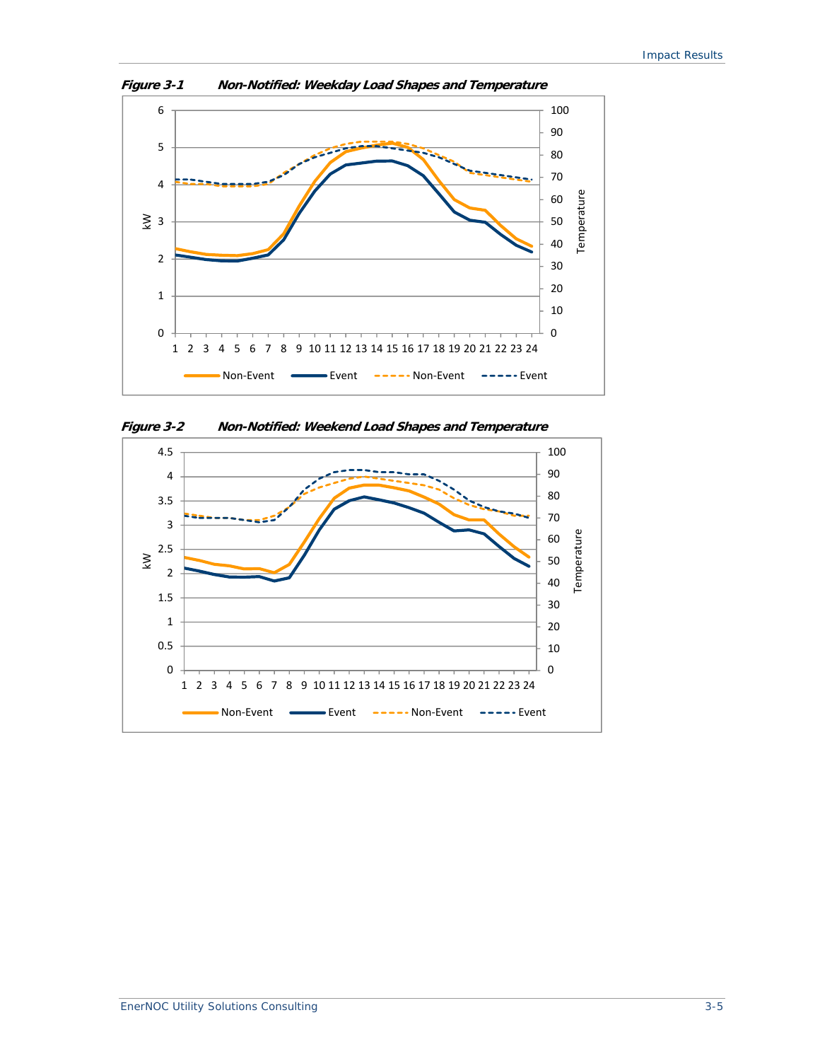*Figure 3-1 Non-Notified: Weekday Load Shapes and Temperature*

*Figure 3-2 Non-Notified: Weekend Load Shapes and Temperature*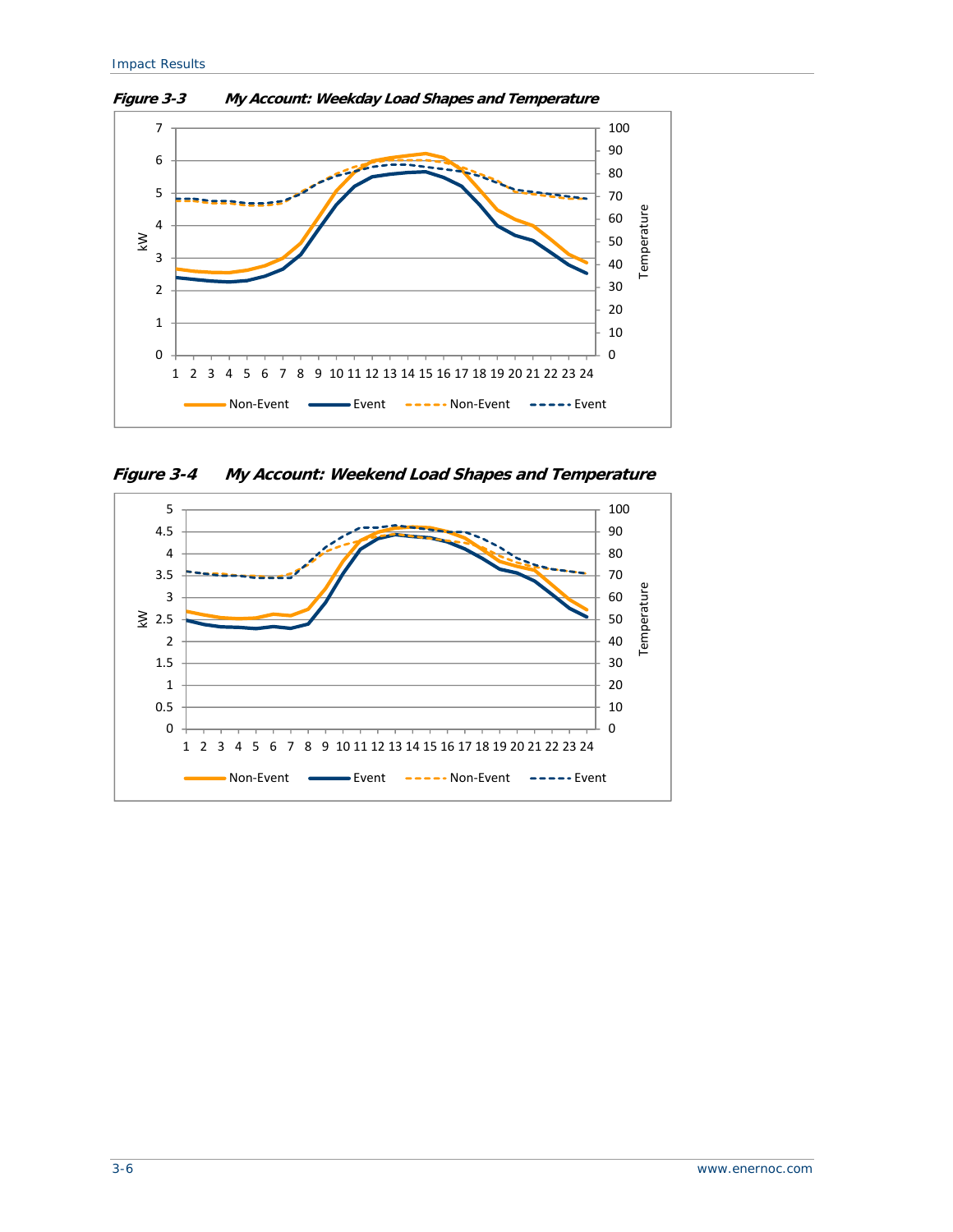*Figure 3-3 My Account: Weekday Load Shapes and Temperature*

*Figure 3-4 My Account: Weekend Load Shapes and Temperature*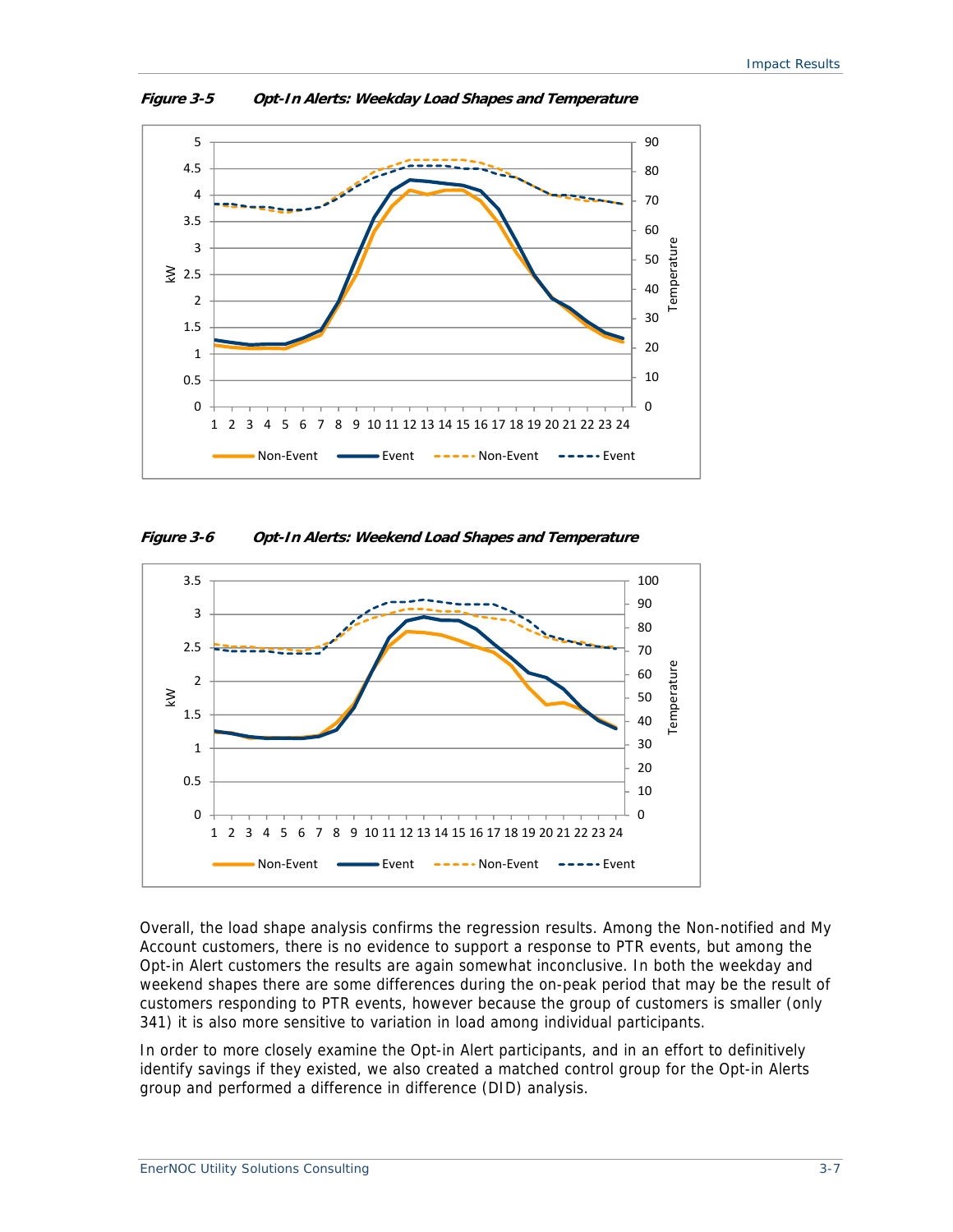*Figure 3-5 Opt-In Alerts: Weekday Load Shapes and Temperature*

*Figure 3-6 Opt-In Alerts: Weekend Load Shapes and Temperature*

Overall, the load shape analysis confirms the regression results. Among the Non-notified and My Account customers, there is no evidence to support a response to PTR events, but among the Opt-in Alert customers the results are again somewhat inconclusive. In both the weekday and weekend shapes there are some differences during the on-peak period that may be the result of customers responding to PTR events, however because the group of customers is smaller (only 341) it is also more sensitive to variation in load among individual participants.

In order to more closely examine the Opt-in Alert participants, and in an effort to definitively identify savings if they existed, we also created a matched control group for the Opt-in Alerts group and performed a difference in difference (DID) analysis.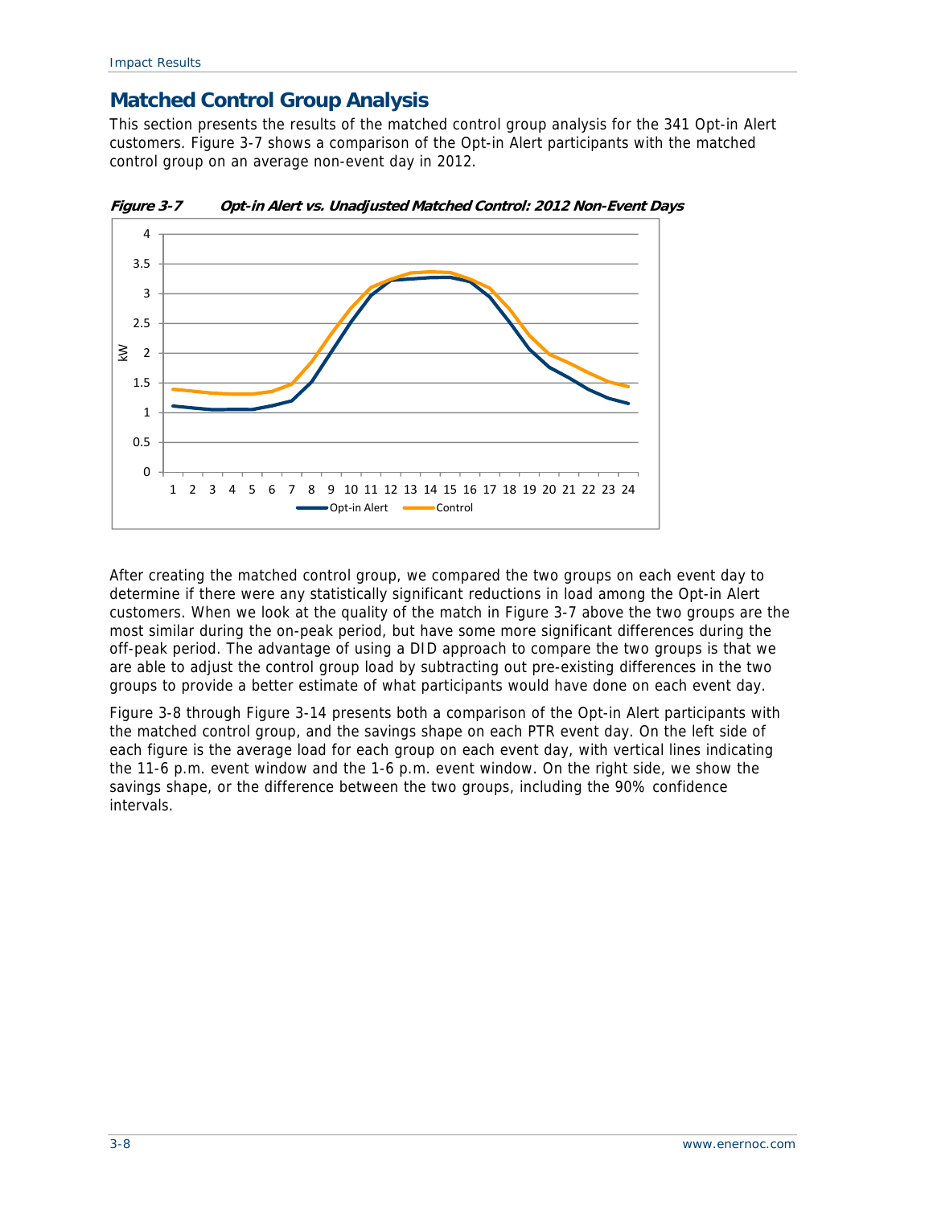## Matched Control Group Analysis

This section presents the results of the matched control group analysis for the 341 Opt-in Alert customers. Figure 3-7 shows a comparison of the Opt-in Alert participants with the matched control group on an average non-event day in 2012.

***Figure 3-7 Opt-in Alert vs. Unadjusted Matched Control: 2012 Non-Event Days***

After creating the matched control group, we compared the two groups on each event day to determine if there were any statistically significant reductions in load among the Opt-in Alert customers. When we look at the quality of the match in Figure 3-7 above the two groups are the most similar during the on-peak period, but have some more significant differences during the off-peak period. The advantage of using a DID approach to compare the two groups is that we are able to adjust the control group load by subtracting out pre-existing differences in the two groups to provide a better estimate of what participants would have done on each event day.

Figure 3-8 through Figure 3-14 presents both a comparison of the Opt-in Alert participants with the matched control group, and the savings shape on each PTR event day. On the left side of each figure is the average load for each group on each event day, with vertical lines indicating the 11-6 p.m. event window and the 1-6 p.m. event window. On the right side, we show the savings shape, or the difference between the two groups, including the 90% confidence intervals.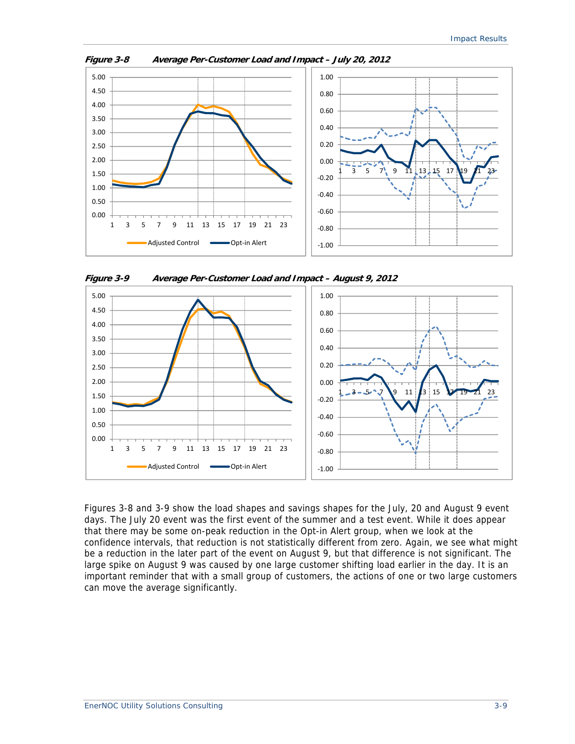*Figure 3-8 Average Per-Customer Load and Impact – July 20, 2012*

*Figure 3-9 Average Per-Customer Load and Impact – August 9, 2012*

Figures 3-8 and 3-9 show the load shapes and savings shapes for the July, 20 and August 9 event days. The July 20 event was the first event of the summer and a test event. While it does appear that there may be some on-peak reduction in the Opt-in Alert group, when we look at the confidence intervals, that reduction is not statistically different from zero. Again, we see what might be a reduction in the later part of the event on August 9, but that difference is not significant. The large spike on August 9 was caused by one large customer shifting load earlier in the day. It is an important reminder that with a small group of customers, the actions of one or two large customers can move the average significantly.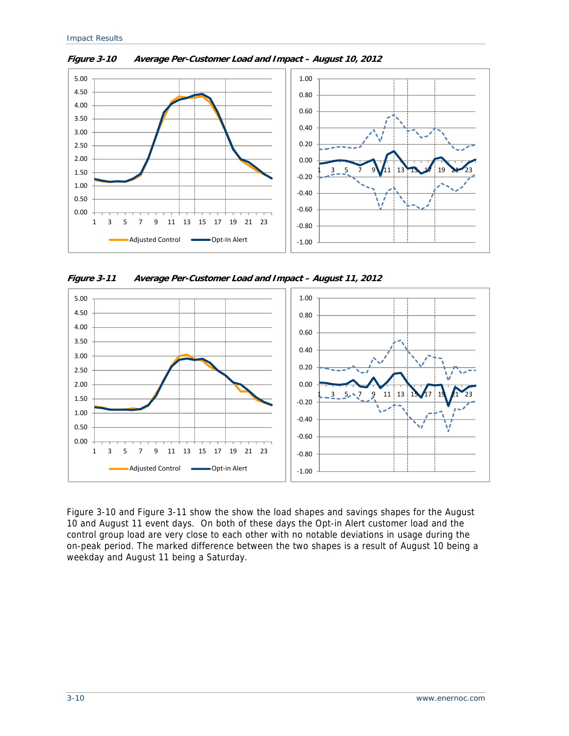**Figure 3-10 Average Per-Customer Load and Impact – August 10, 2012**

**Figure 3-11 Average Per-Customer Load and Impact – August 11, 2012**

Figure 3-10 and Figure 3-11 show the show the load shapes and savings shapes for the August 10 and August 11 event days. On both of these days the Opt-in Alert customer load and the control group load are very close to each other with no notable deviations in usage during the on-peak period. The marked difference between the two shapes is a result of August 10 being a weekday and August 11 being a Saturday.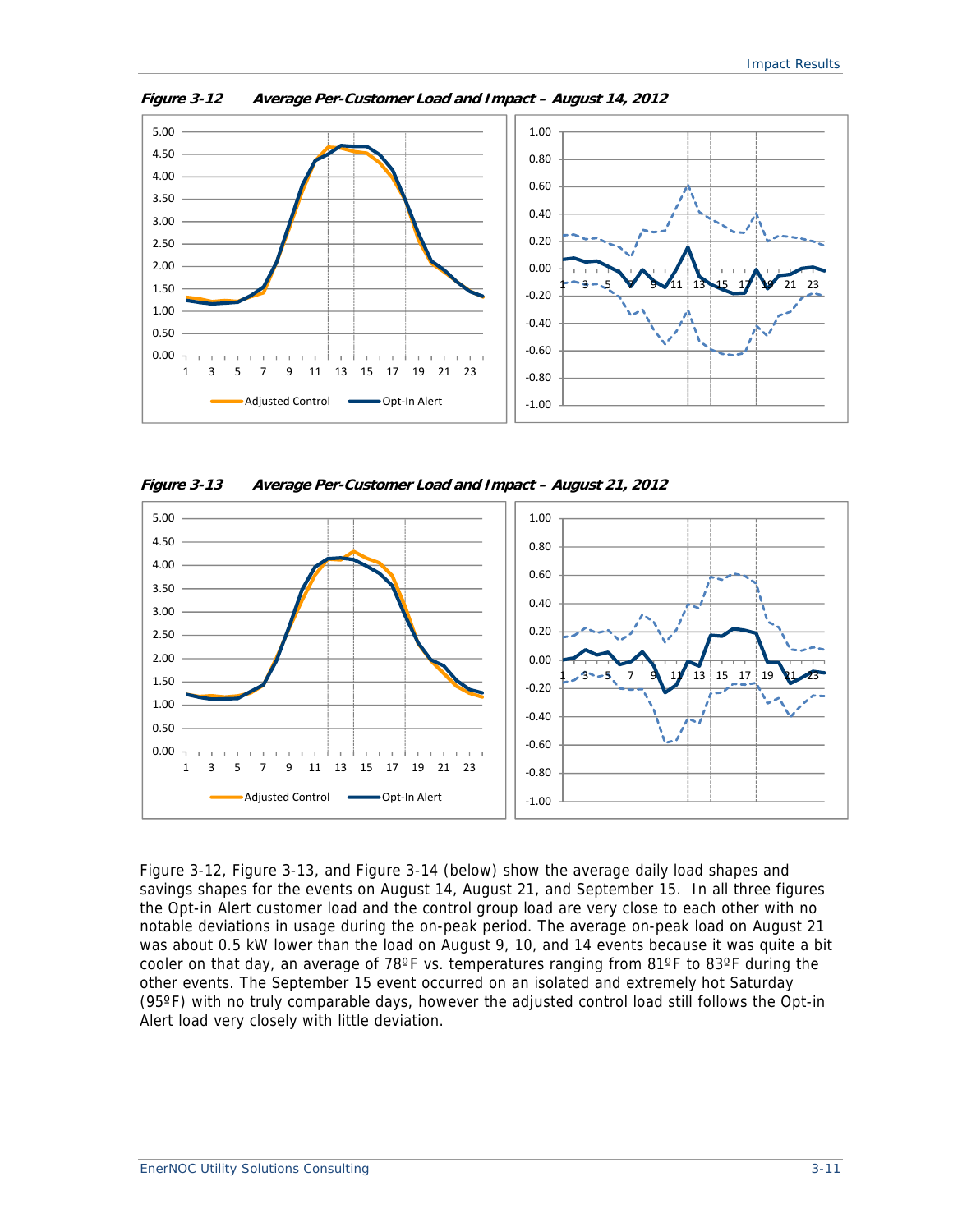*Figure 3-12 Average Per-Customer Load and Impact – August 14, 2012*

*Figure 3-13 Average Per-Customer Load and Impact – August 21, 2012*

Figure 3-12, Figure 3-13, and Figure 3-14 (below) show the average daily load shapes and savings shapes for the events on August 14, August 21, and September 15. In all three figures the Opt-in Alert customer load and the control group load are very close to each other with no notable deviations in usage during the on-peak period. The average on-peak load on August 21 was about 0.5 kW lower than the load on August 9, 10, and 14 events because it was quite a bit cooler on that day, an average of 78ºF vs. temperatures ranging from 81ºF to 83ºF during the other events. The September 15 event occurred on an isolated and extremely hot Saturday (95ºF) with no truly comparable days, however the adjusted control load still follows the Opt-in Alert load very closely with little deviation.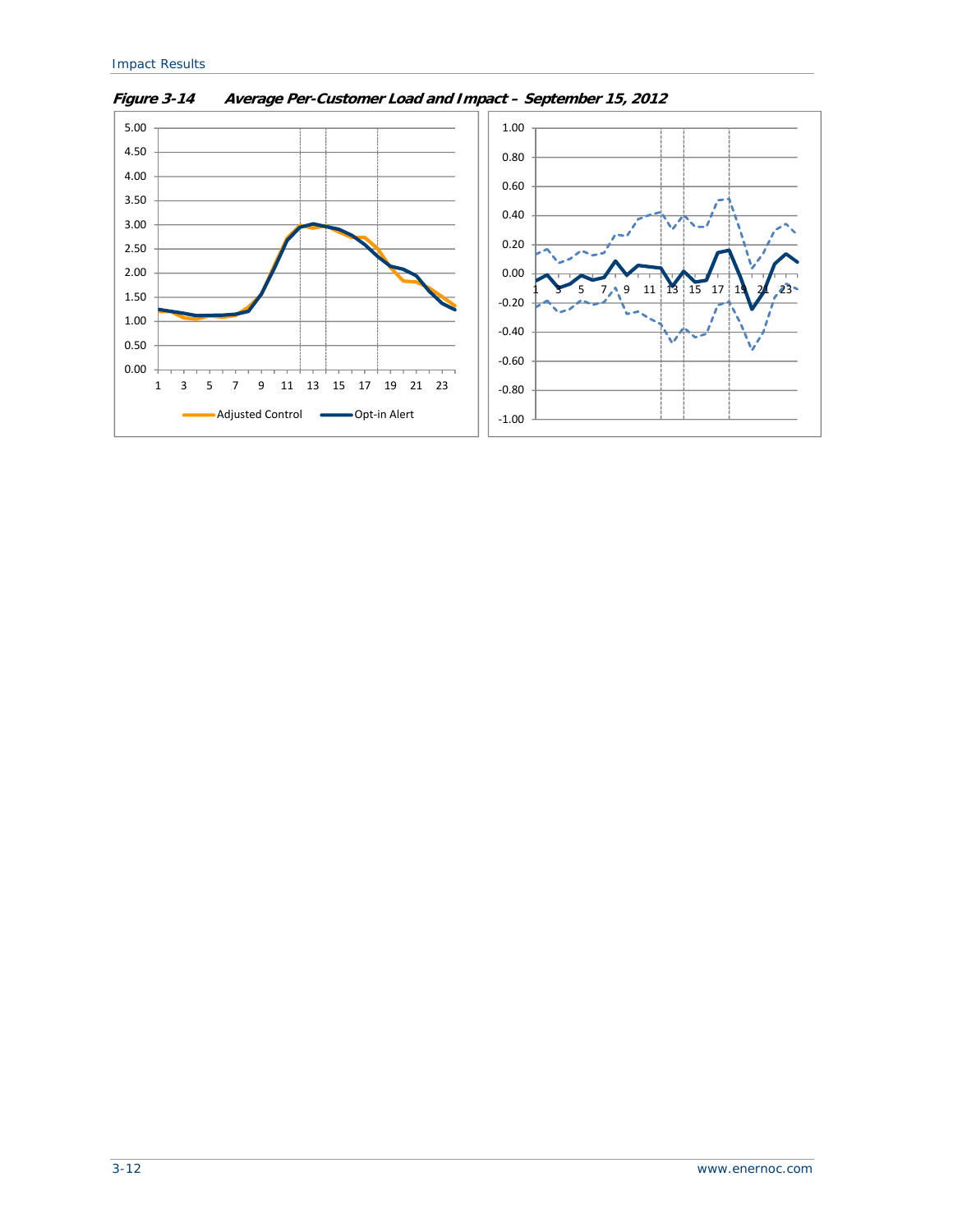**Figure 3-14 Average Per-Customer Load and Impact – September 15, 2012**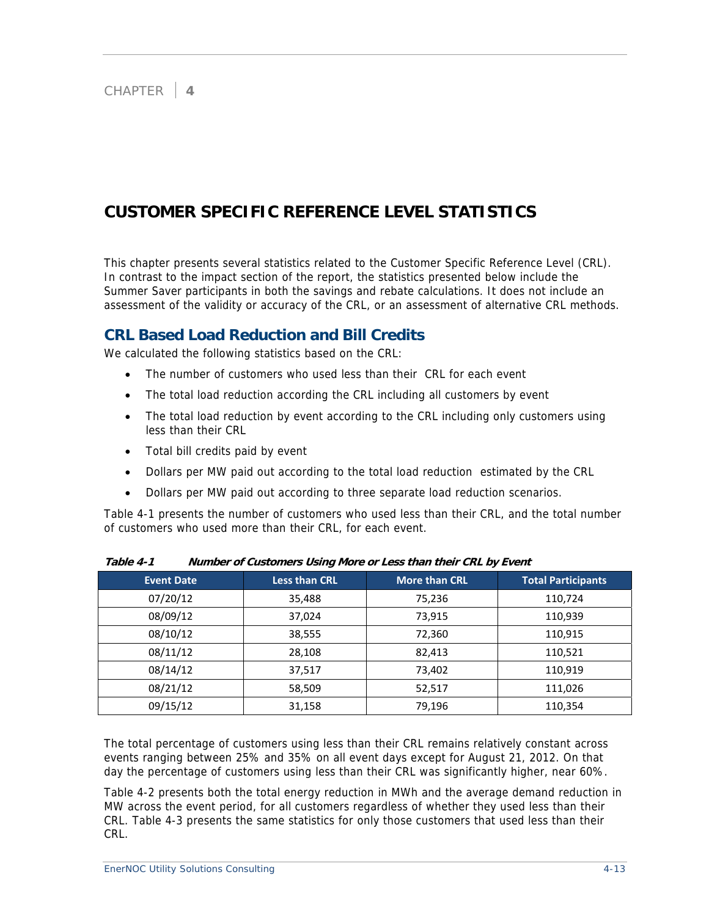CHAPTER 4

# CUSTOMER SPECIFIC REFERENCE LEVEL STATISTICS

This chapter presents several statistics related to the Customer Specific Reference Level (CRL). In contrast to the impact section of the report, the statistics presented below include the Summer Saver participants in both the savings and rebate calculations. It does not include an assessment of the validity or accuracy of the CRL, or an assessment of alternative CRL methods.

## CRL Based Load Reduction and Bill Credits

We calculated the following statistics based on the CRL:

- The number of customers who used less than their CRL for each event
- The total load reduction according the CRL including all customers by event
- The total load reduction by event according to the CRL including only customers using less than their CRL
- Total bill credits paid by event
- Dollars per MW paid out according to the total load reduction estimated by the CRL
- Dollars per MW paid out according to three separate load reduction scenarios.

Table 4-1 presents the number of customers who used less than their CRL, and the total number of customers who used more than their CRL, for each event.

***Table 4-1 Number of Customers Using More or Less than their CRL by Event***

| Event Date | Less than CRL | More than CRL | Total Participants |
|---|---|---|---|
| 07/20/12 | 35,488 | 75,236 | 110,724 |
| 08/09/12 | 37,024 | 73,915 | 110,939 |
| 08/10/12 | 38,555 | 72,360 | 110,915 |
| 08/11/12 | 28,108 | 82,413 | 110,521 |
| 08/14/12 | 37,517 | 73,402 | 110,919 |
| 08/21/12 | 58,509 | 52,517 | 111,026 |
| 09/15/12 | 31,158 | 79,196 | 110,354 |

The total percentage of customers using less than their CRL remains relatively constant across events ranging between 25% and 35% on all event days except for August 21, 2012. On that day the percentage of customers using less than their CRL was significantly higher, near 60%.

Table 4-2 presents both the total energy reduction in MWh and the average demand reduction in MW across the event period, for all customers regardless of whether they used less than their CRL. Table 4-3 presents the same statistics for only those customers that used less than their CRL.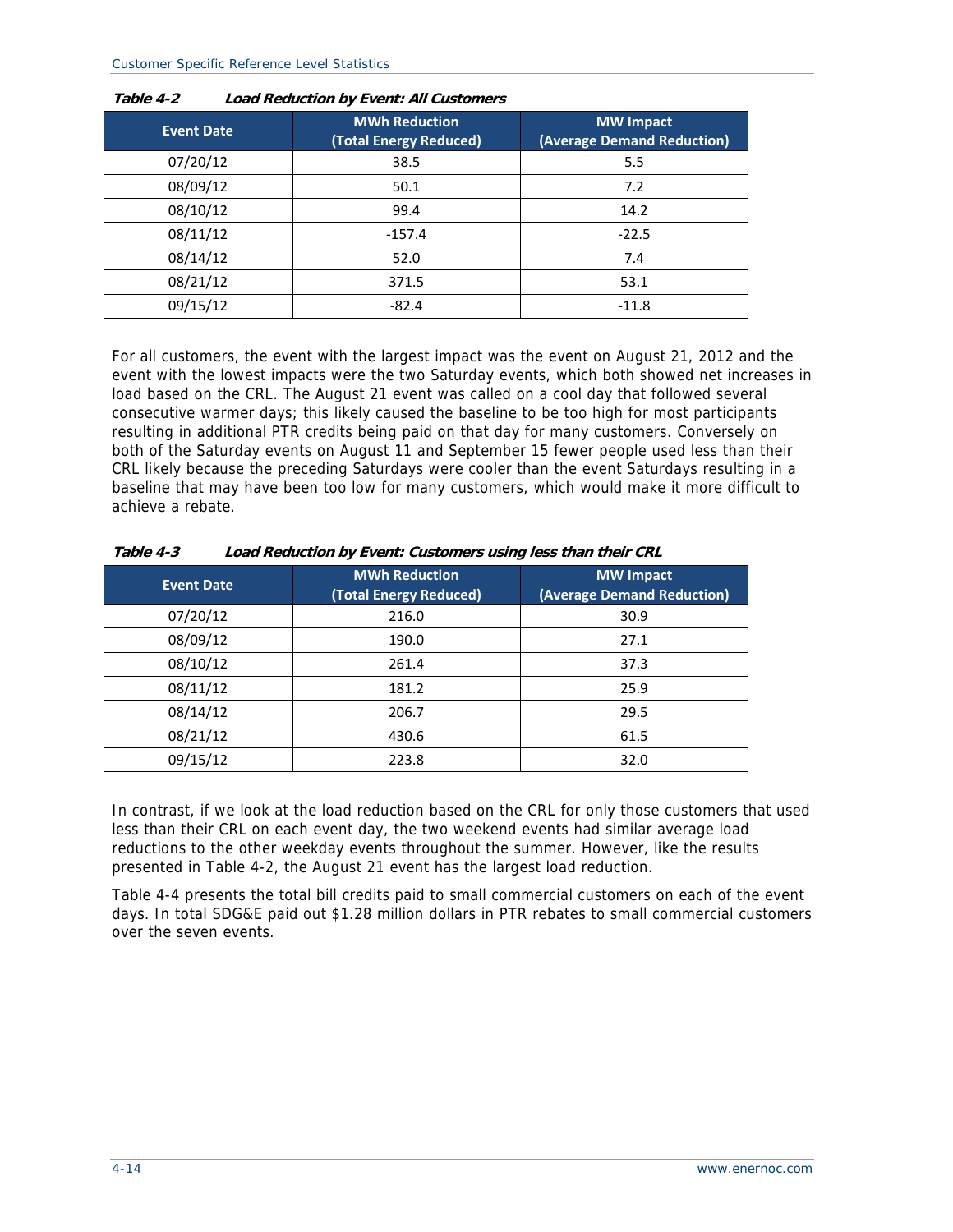**Table 4-2 Load Reduction by Event: All Customers**

| Event Date | MWh Reduction (Total Energy Reduced) | MW Impact (Average Demand Reduction) |
|---|---|---|
| 07/20/12 | 38.5 | 5.5 |
| 08/09/12 | 50.1 | 7.2 |
| 08/10/12 | 99.4 | 14.2 |
| 08/11/12 | -157.4 | -22.5 |
| 08/14/12 | 52.0 | 7.4 |
| 08/21/12 | 371.5 | 53.1 |
| 09/15/12 | -82.4 | -11.8 |

For all customers, the event with the largest impact was the event on August 21, 2012 and the event with the lowest impacts were the two Saturday events, which both showed net increases in load based on the CRL. The August 21 event was called on a cool day that followed several consecutive warmer days; this likely caused the baseline to be too high for most participants resulting in additional PTR credits being paid on that day for many customers. Conversely on both of the Saturday events on August 11 and September 15 fewer people used less than their CRL likely because the preceding Saturdays were cooler than the event Saturdays resulting in a baseline that may have been too low for many customers, which would make it more difficult to achieve a rebate.

**Table 4-3 Load Reduction by Event: Customers using less than their CRL**

| Event Date | MWh Reduction (Total Energy Reduced) | MW Impact (Average Demand Reduction) |
|---|---|---|
| 07/20/12 | 216.0 | 30.9 |
| 08/09/12 | 190.0 | 27.1 |
| 08/10/12 | 261.4 | 37.3 |
| 08/11/12 | 181.2 | 25.9 |
| 08/14/12 | 206.7 | 29.5 |
| 08/21/12 | 430.6 | 61.5 |
| 09/15/12 | 223.8 | 32.0 |

In contrast, if we look at the load reduction based on the CRL for only those customers that used less than their CRL on each event day, the two weekend events had similar average load reductions to the other weekday events throughout the summer. However, like the results presented in Table 4-2, the August 21 event has the largest load reduction.

Table 4-4 presents the total bill credits paid to small commercial customers on each of the event days. In total SDG&E paid out $1.28 million dollars in PTR rebates to small commercial customers over the seven events.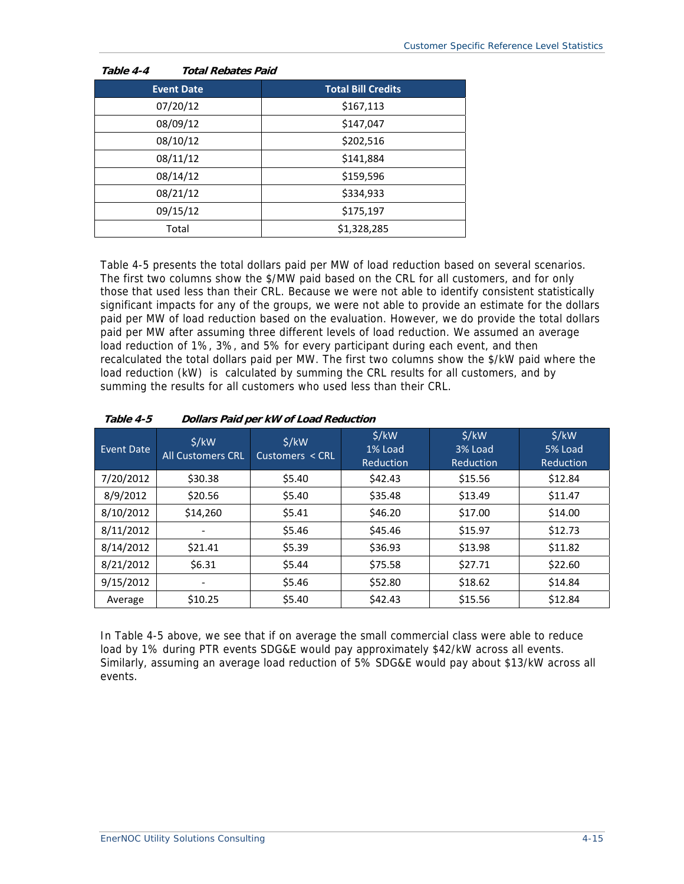*Table 4-4 Total Rebates Paid*

| Event Date | Total Bill Credits |
|---|---|
| 07/20/12 | $167,113 |
| 08/09/12 | $147,047 |
| 08/10/12 | $202,516 |
| 08/11/12 | $141,884 |
| 08/14/12 | $159,596 |
| 08/21/12 | $334,933 |
| 09/15/12 | $175,197 |
| Total | $1,328,285 |

Table 4-5 presents the total dollars paid per MW of load reduction based on several scenarios. The first two columns show the $/MW paid based on the CRL for all customers, and for only those that used less than their CRL. Because we were not able to identify consistent statistically significant impacts for any of the groups, we were not able to provide an estimate for the dollars paid per MW of load reduction based on the evaluation. However, we do provide the total dollars paid per MW after assuming three different levels of load reduction. We assumed an average load reduction of 1%, 3%, and 5% for every participant during each event, and then recalculated the total dollars paid per MW. The first two columns show the $/kW paid where the load reduction (kW) is calculated by summing the CRL results for all customers, and by summing the results for all customers who used less than their CRL.

*Table 4-5 Dollars Paid per kW of Load Reduction*

| Event Date | $/kW All Customers CRL | $/kW Customers < CRL | $/kW 1% Load Reduction | $/kW 3% Load Reduction | $/kW 5% Load Reduction |
|---|---|---|---|---|---|
| 7/20/2012 | $30.38 | $5.40 | $42.43 | $15.56 | $12.84 |
| 8/9/2012 | $20.56 | $5.40 | $35.48 | $13.49 | $11.47 |
| 8/10/2012 | $14,260 | $5.41 | $46.20 | $17.00 | $14.00 |
| 8/11/2012 | - | $5.46 | $45.46 | $15.97 | $12.73 |
| 8/14/2012 | $21.41 | $5.39 | $36.93 | $13.98 | $11.82 |
| 8/21/2012 | $6.31 | $5.44 | $75.58 | $27.71 | $22.60 |
| 9/15/2012 | - | $5.46 | $52.80 | $18.62 | $14.84 |
| Average | $10.25 | $5.40 | $42.43 | $15.56 | $12.84 |

In Table 4-5 above, we see that if on average the small commercial class were able to reduce load by 1% during PTR events SDG&E would pay approximately $42/kW across all events. Similarly, assuming an average load reduction of 5% SDG&E would pay about $13/kW across all events.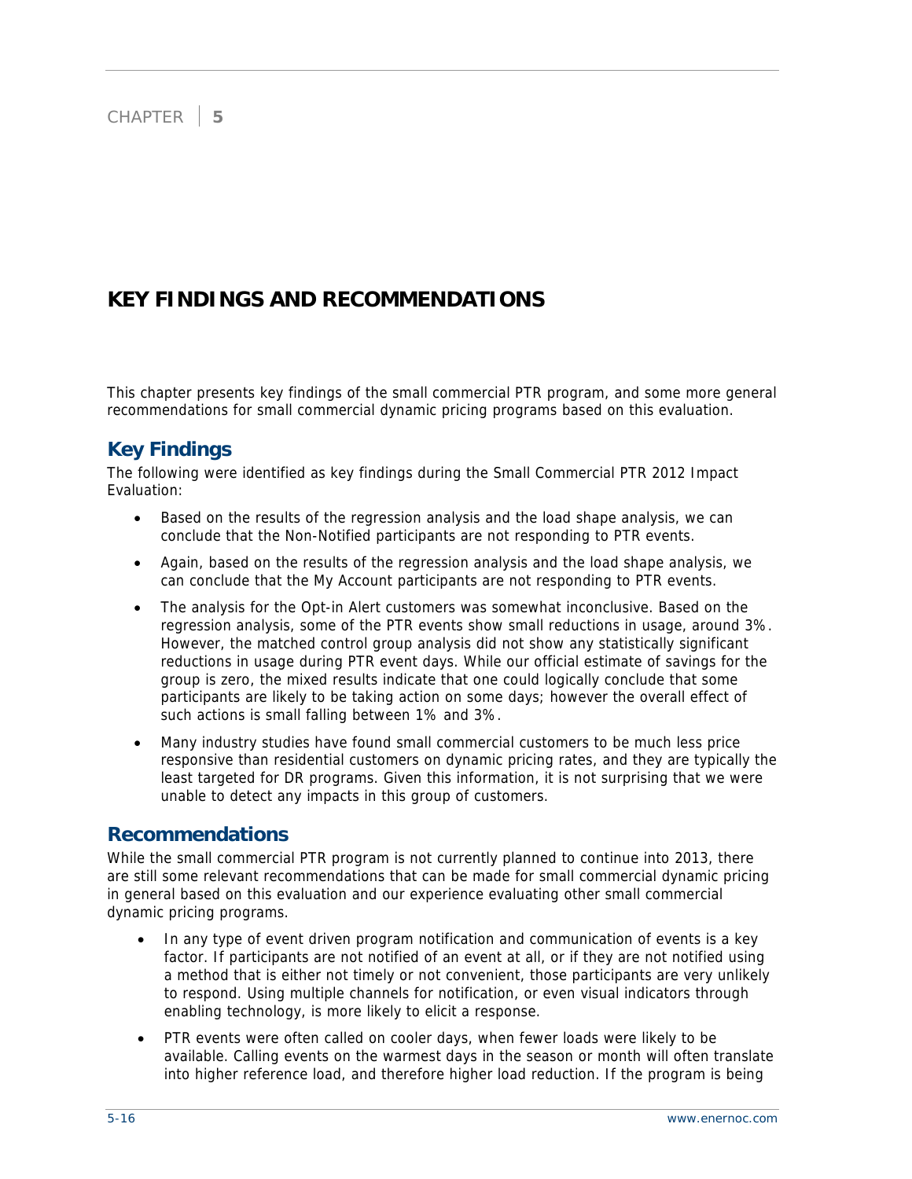CHAPTER 5

# KEY FINDINGS AND RECOMMENDATIONS

This chapter presents key findings of the small commercial PTR program, and some more general recommendations for small commercial dynamic pricing programs based on this evaluation.

## Key Findings

The following were identified as key findings during the Small Commercial PTR 2012 Impact Evaluation:

- Based on the results of the regression analysis and the load shape analysis, we can conclude that the Non-Notified participants are not responding to PTR events.
- Again, based on the results of the regression analysis and the load shape analysis, we can conclude that the My Account participants are not responding to PTR events.
- The analysis for the Opt-in Alert customers was somewhat inconclusive. Based on the regression analysis, some of the PTR events show small reductions in usage, around 3%. However, the matched control group analysis did not show any statistically significant reductions in usage during PTR event days. While our official estimate of savings for the group is zero, the mixed results indicate that one could logically conclude that some participants are likely to be taking action on some days; however the overall effect of such actions is small falling between 1% and 3%.
- Many industry studies have found small commercial customers to be much less price responsive than residential customers on dynamic pricing rates, and they are typically the least targeted for DR programs. Given this information, it is not surprising that we were unable to detect any impacts in this group of customers.

## Recommendations

While the small commercial PTR program is not currently planned to continue into 2013, there are still some relevant recommendations that can be made for small commercial dynamic pricing in general based on this evaluation and our experience evaluating other small commercial dynamic pricing programs.

- In any type of event driven program notification and communication of events is a key factor. If participants are not notified of an event at all, or if they are not notified using a method that is either not timely or not convenient, those participants are very unlikely to respond. Using multiple channels for notification, or even visual indicators through enabling technology, is more likely to elicit a response.
- PTR events were often called on cooler days, when fewer loads were likely to be available. Calling events on the warmest days in the season or month will often translate into higher reference load, and therefore higher load reduction. If the program is being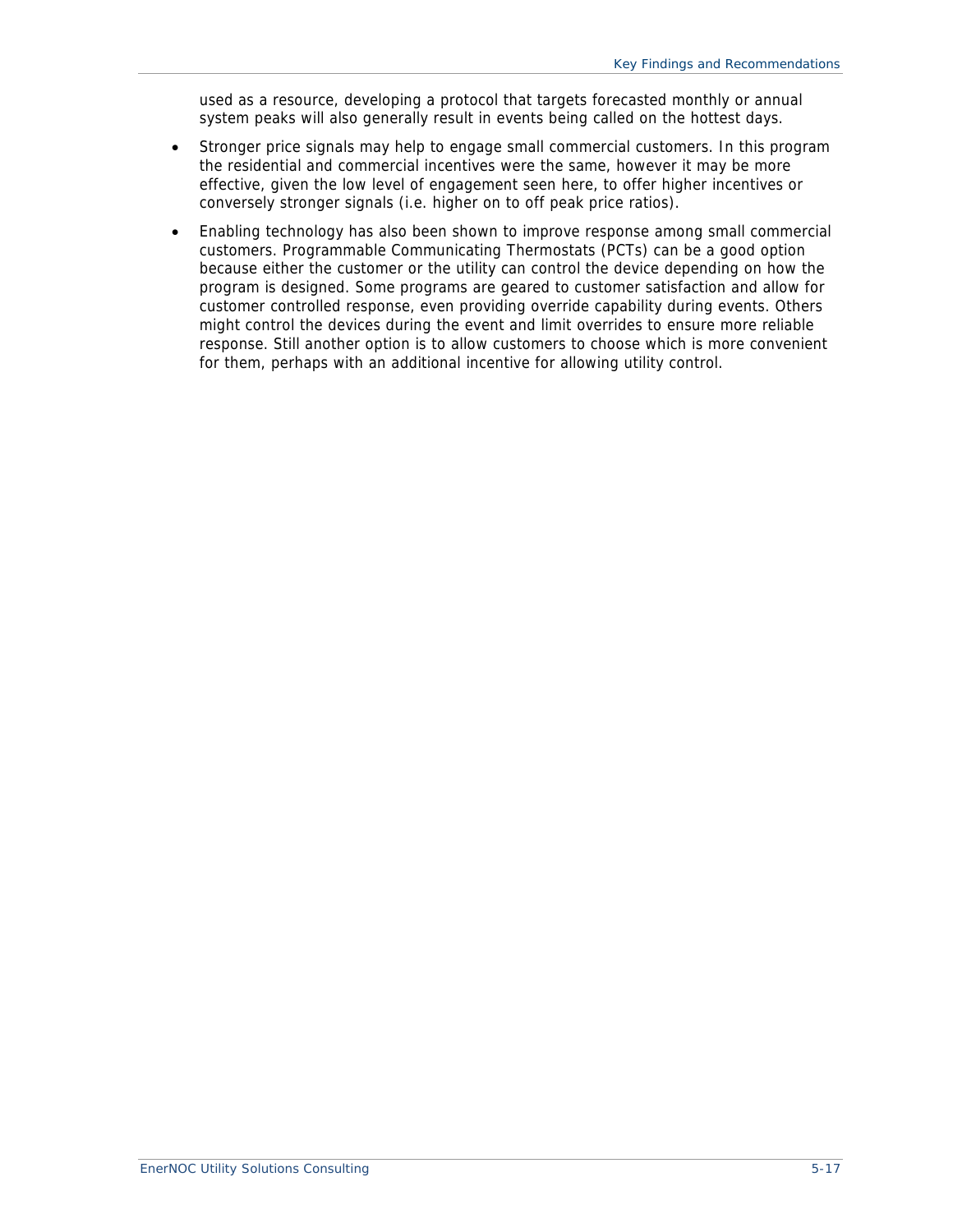used as a resource, developing a protocol that targets forecasted monthly or annual system peaks will also generally result in events being called on the hottest days.

- Stronger price signals may help to engage small commercial customers. In this program the residential and commercial incentives were the same, however it may be more effective, given the low level of engagement seen here, to offer higher incentives or conversely stronger signals (i.e. higher on to off peak price ratios).
- Enabling technology has also been shown to improve response among small commercial customers. Programmable Communicating Thermostats (PCTs) can be a good option because either the customer or the utility can control the device depending on how the program is designed. Some programs are geared to customer satisfaction and allow for customer controlled response, even providing override capability during events. Others might control the devices during the event and limit overrides to ensure more reliable response. Still another option is to allow customers to choose which is more convenient for them, perhaps with an additional incentive for allowing utility control.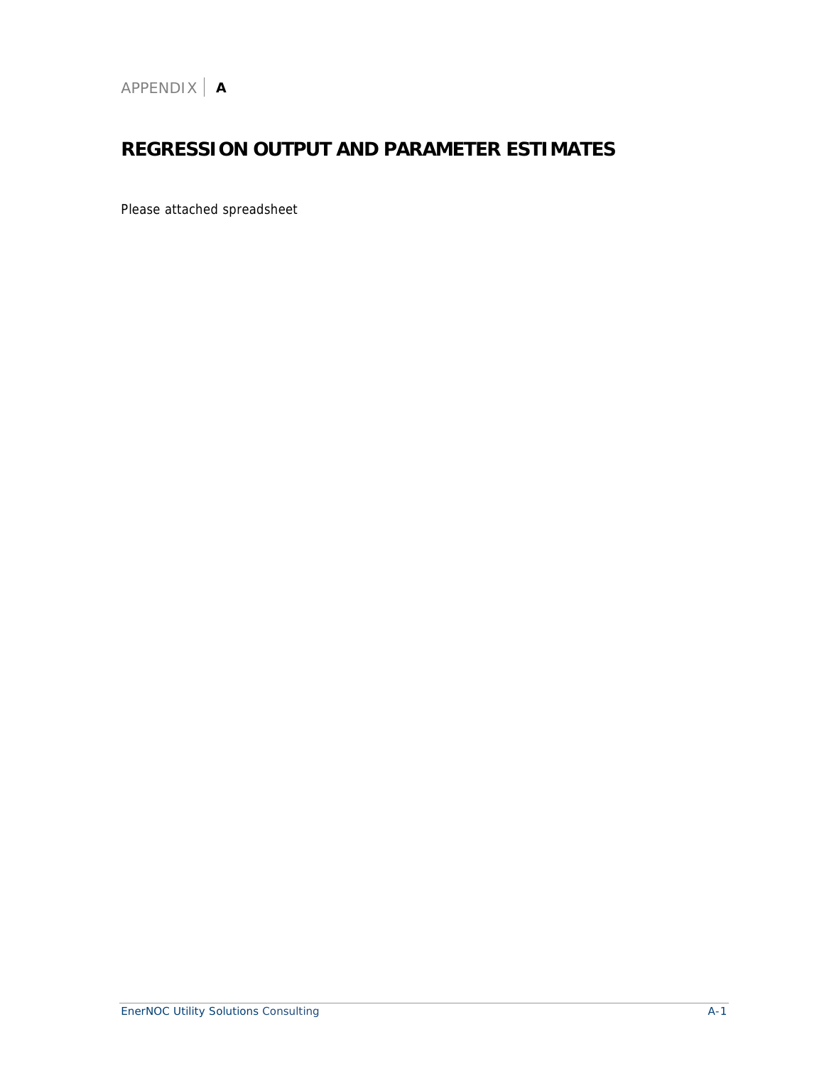APPENDIX | **A**

# REGRESSION OUTPUT AND PARAMETER ESTIMATES

Please attached spreadsheet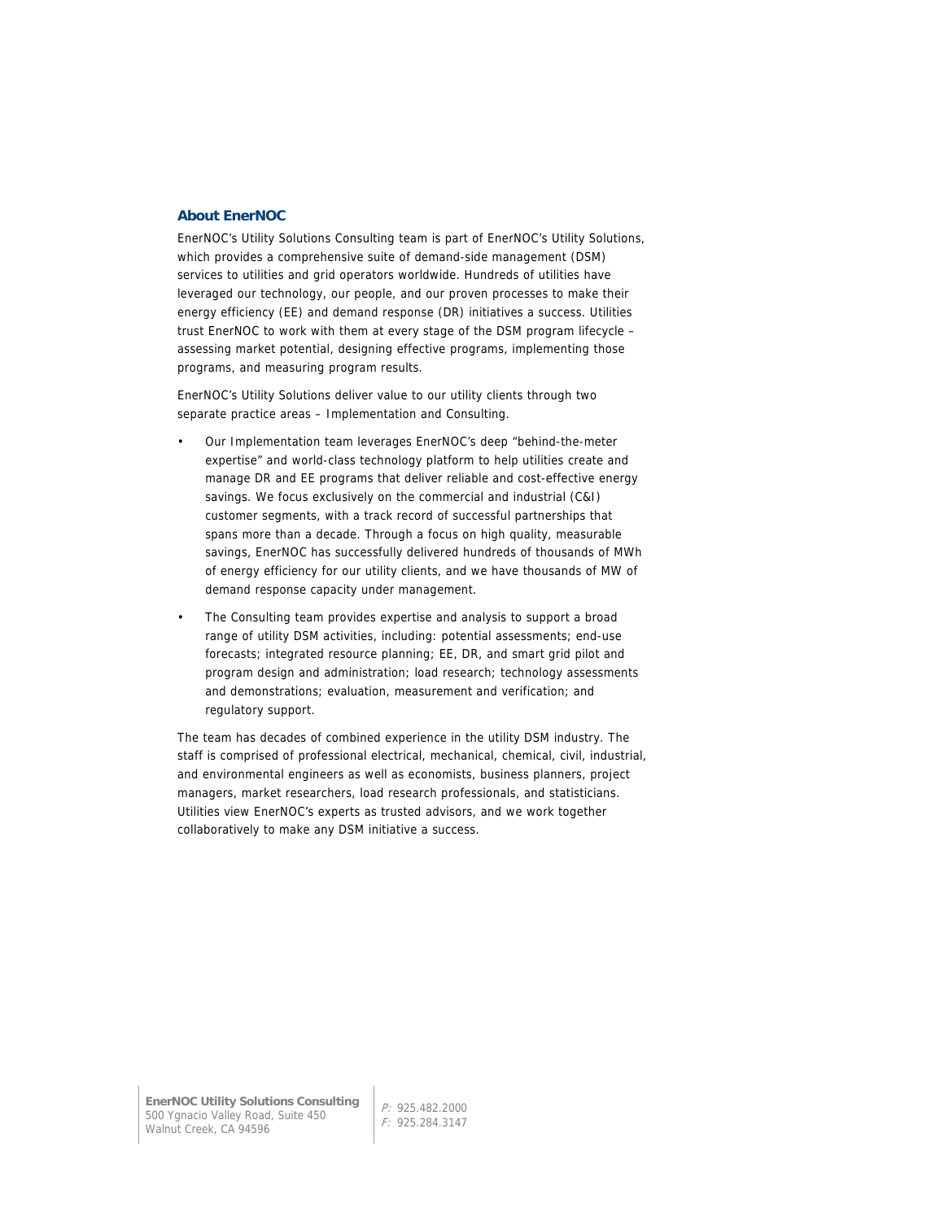## About EnerNOC

EnerNOC's Utility Solutions Consulting team is part of EnerNOC's Utility Solutions, which provides a comprehensive suite of demand-side management (DSM) services to utilities and grid operators worldwide. Hundreds of utilities have leveraged our technology, our people, and our proven processes to make their energy efficiency (EE) and demand response (DR) initiatives a success. Utilities trust EnerNOC to work with them at every stage of the DSM program lifecycle – assessing market potential, designing effective programs, implementing those programs, and measuring program results.

EnerNOC's Utility Solutions deliver value to our utility clients through two separate practice areas – Implementation and Consulting.

- Our Implementation team leverages EnerNOC's deep "behind-the-meter expertise" and world-class technology platform to help utilities create and manage DR and EE programs that deliver reliable and cost-effective energy savings. We focus exclusively on the commercial and industrial (C&I) customer segments, with a track record of successful partnerships that spans more than a decade. Through a focus on high quality, measurable savings, EnerNOC has successfully delivered hundreds of thousands of MWh of energy efficiency for our utility clients, and we have thousands of MW of demand response capacity under management.
- The Consulting team provides expertise and analysis to support a broad range of utility DSM activities, including: potential assessments; end-use forecasts; integrated resource planning; EE, DR, and smart grid pilot and program design and administration; load research; technology assessments and demonstrations; evaluation, measurement and verification; and regulatory support.

The team has decades of combined experience in the utility DSM industry. The staff is comprised of professional electrical, mechanical, chemical, civil, industrial, and environmental engineers as well as economists, business planners, project managers, market researchers, load research professionals, and statisticians. Utilities view EnerNOC's experts as trusted advisors, and we work together collaboratively to make any DSM initiative a success.

**EnerNOC Utility Solutions Consulting**
500 Ygnacio Valley Road, Suite 450
Walnut Creek, CA 94596

*P:* 925.482.2000
*F:* 925.284.3147